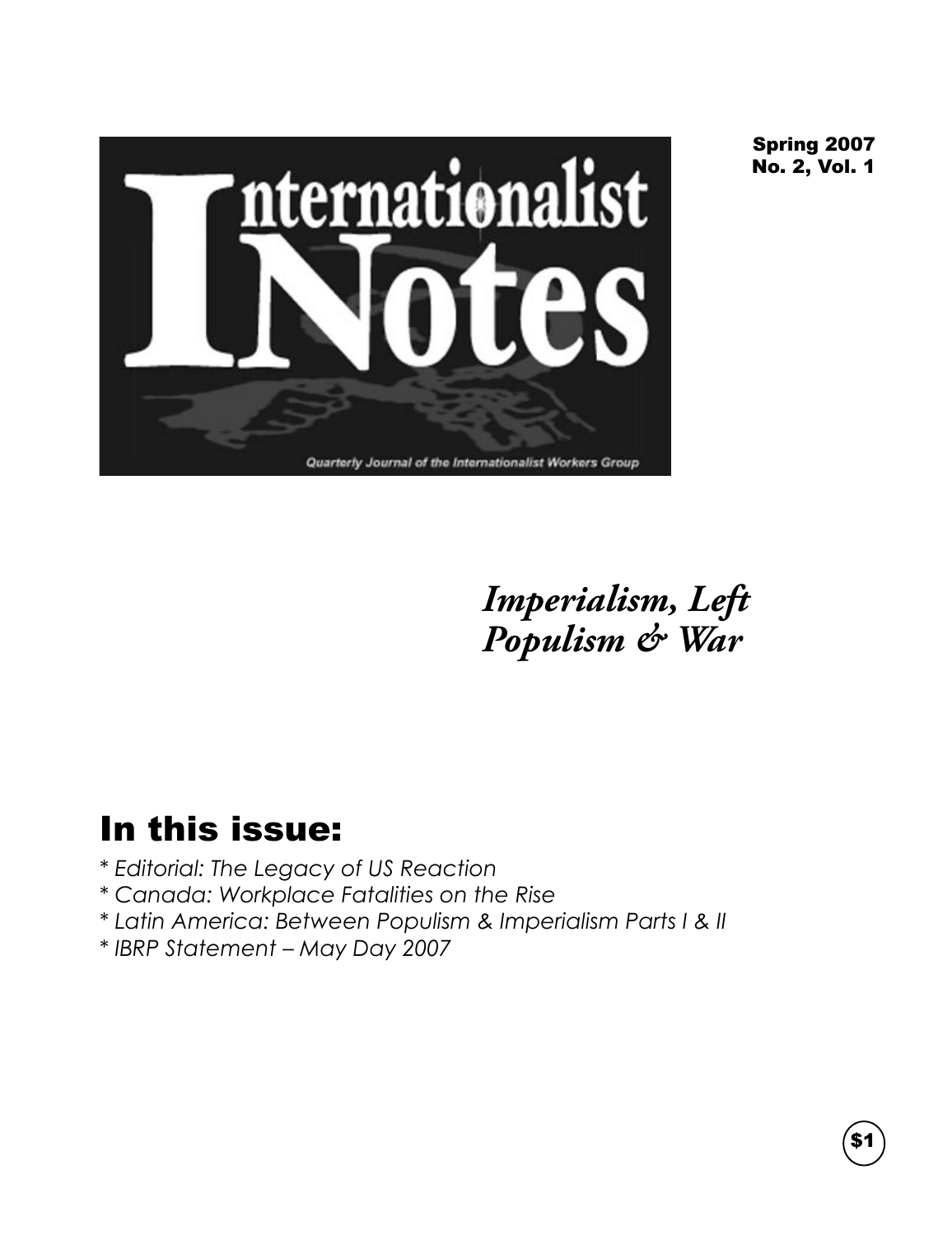# Internationalist Notes

Quarterly Journal of the Internationalist Workers Group

Spring 2007
No. 2, Vol. 1

*Imperialism, Left Populism & War*

## In this issue:

* *Editorial: The Legacy of US Reaction*
* *Canada: Workplace Fatalities on the Rise*
* *Latin America: Between Populism & Imperialism Parts I & II*
* *IBRP Statement – May Day 2007*

$1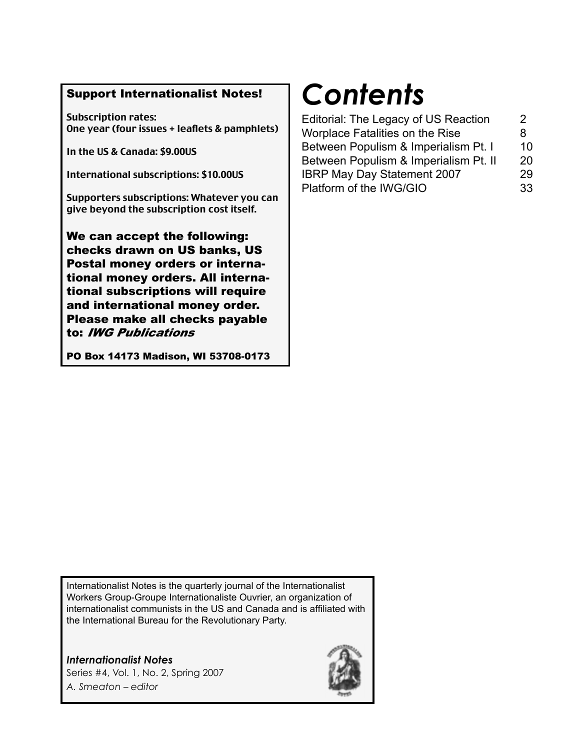**Support Internationalist Notes!**

**Subscription rates:**
**One year (four issues + leaflets & pamphlets)**

**In the US & Canada: $9.00US**

**International subscriptions: $10.00US**

**Supporters subscriptions: Whatever you can give beyond the subscription cost itself.**

**We can accept the following: checks drawn on US banks, US Postal money orders or international money orders. All international subscriptions will require and international money order. Please make all checks payable to:** ***IWG Publications***

**PO Box 14173 Madison, WI 53708-0173**

# *Contents*

| | |
|---|---|
| Editorial: The Legacy of US Reaction | 2 |
| Worplace Fatalities on the Rise | 8 |
| Between Populism & Imperialism Pt. I | 10 |
| Between Populism & Imperialism Pt. II | 20 |
| IBRP May Day Statement 2007 | 29 |
| Platform of the IWG/GIO | 33 |

Internationalist Notes is the quarterly journal of the Internationalist Workers Group-Groupe Internationaliste Ouvrier, an organization of internationalist communists in the US and Canada and is affiliated with the International Bureau for the Revolutionary Party.

***Internationalist Notes***
Series #4, Vol. 1, No. 2, Spring 2007
*A. Smeaton – editor*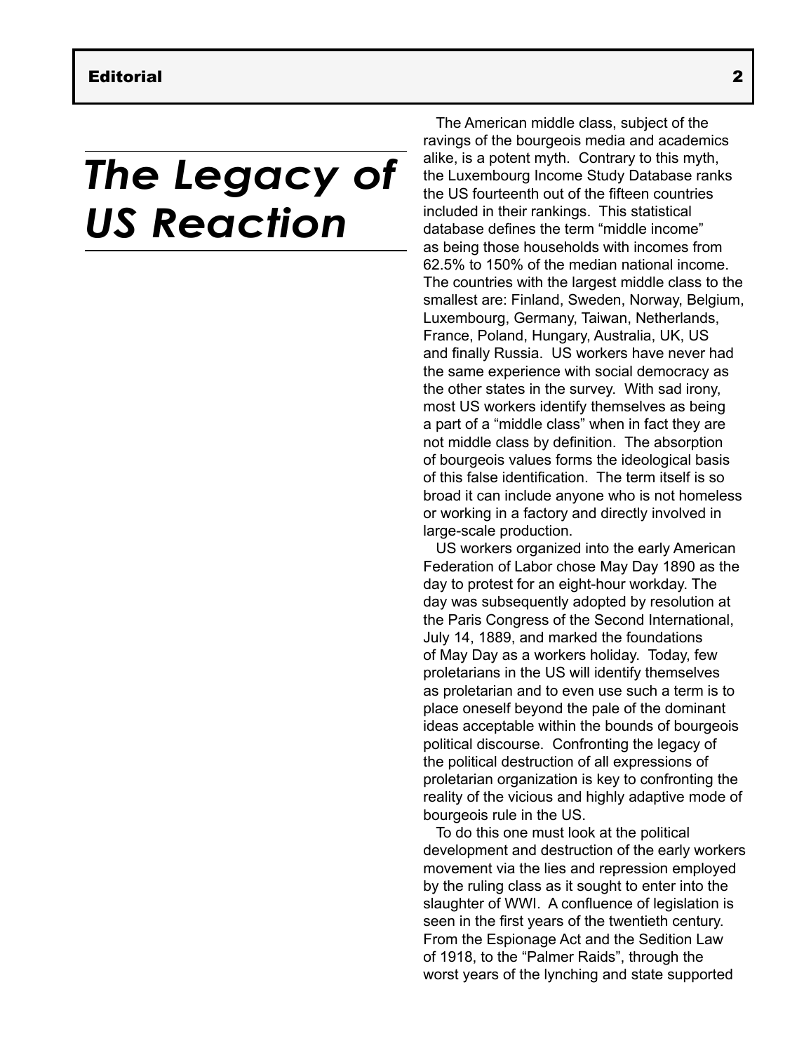# The Legacy of US Reaction

The American middle class, subject of the ravings of the bourgeois media and academics alike, is a potent myth. Contrary to this myth, the Luxembourg Income Study Database ranks the US fourteenth out of the fifteen countries included in their rankings. This statistical database defines the term "middle income" as being those households with incomes from 62.5% to 150% of the median national income. The countries with the largest middle class to the smallest are: Finland, Sweden, Norway, Belgium, Luxembourg, Germany, Taiwan, Netherlands, France, Poland, Hungary, Australia, UK, US and finally Russia. US workers have never had the same experience with social democracy as the other states in the survey. With sad irony, most US workers identify themselves as being a part of a "middle class" when in fact they are not middle class by definition. The absorption of bourgeois values forms the ideological basis of this false identification. The term itself is so broad it can include anyone who is not homeless or working in a factory and directly involved in large-scale production.

US workers organized into the early American Federation of Labor chose May Day 1890 as the day to protest for an eight-hour workday. The day was subsequently adopted by resolution at the Paris Congress of the Second International, July 14, 1889, and marked the foundations of May Day as a workers holiday. Today, few proletarians in the US will identify themselves as proletarian and to even use such a term is to place oneself beyond the pale of the dominant ideas acceptable within the bounds of bourgeois political discourse. Confronting the legacy of the political destruction of all expressions of proletarian organization is key to confronting the reality of the vicious and highly adaptive mode of bourgeois rule in the US.

To do this one must look at the political development and destruction of the early workers movement via the lies and repression employed by the ruling class as it sought to enter into the slaughter of WWI. A confluence of legislation is seen in the first years of the twentieth century. From the Espionage Act and the Sedition Law of 1918, to the "Palmer Raids", through the worst years of the lynching and state supported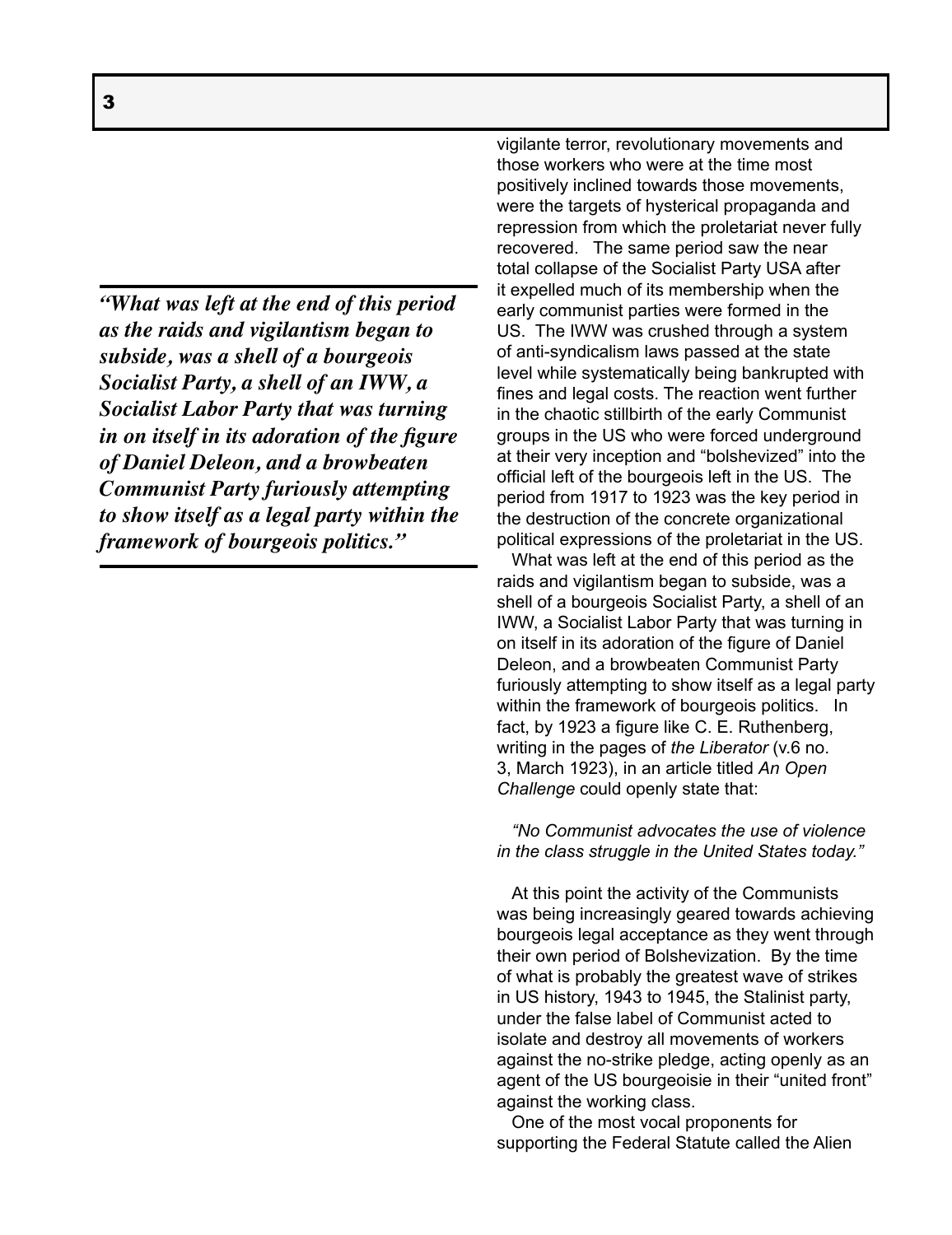vigilante terror, revolutionary movements and those workers who were at the time most positively inclined towards those movements, were the targets of hysterical propaganda and repression from which the proletariat never fully recovered. The same period saw the near total collapse of the Socialist Party USA after it expelled much of its membership when the early communist parties were formed in the US. The IWW was crushed through a system of anti-syndicalism laws passed at the state level while systematically being bankrupted with fines and legal costs. The reaction went further in the chaotic stillbirth of the early Communist groups in the US who were forced underground at their very inception and "bolshevized" into the official left of the bourgeois left in the US. The period from 1917 to 1923 was the key period in the destruction of the concrete organizational political expressions of the proletariat in the US.

> ***"What was left at the end of this period as the raids and vigilantism began to subside, was a shell of a bourgeois Socialist Party, a shell of an IWW, a Socialist Labor Party that was turning in on itself in its adoration of the figure of Daniel Deleon, and a browbeaten Communist Party furiously attempting to show itself as a legal party within the framework of bourgeois politics."***

What was left at the end of this period as the raids and vigilantism began to subside, was a shell of a bourgeois Socialist Party, a shell of an IWW, a Socialist Labor Party that was turning in on itself in its adoration of the figure of Daniel Deleon, and a browbeaten Communist Party furiously attempting to show itself as a legal party within the framework of bourgeois politics. In fact, by 1923 a figure like C. E. Ruthenberg, writing in the pages of *the Liberator* (v.6 no. 3, March 1923), in an article titled *An Open Challenge* could openly state that:

*"No Communist advocates the use of violence in the class struggle in the United States today."*

At this point the activity of the Communists was being increasingly geared towards achieving bourgeois legal acceptance as they went through their own period of Bolshevization. By the time of what is probably the greatest wave of strikes in US history, 1943 to 1945, the Stalinist party, under the false label of Communist acted to isolate and destroy all movements of workers against the no-strike pledge, acting openly as an agent of the US bourgeoisie in their "united front" against the working class.

One of the most vocal proponents for supporting the Federal Statute called the Alien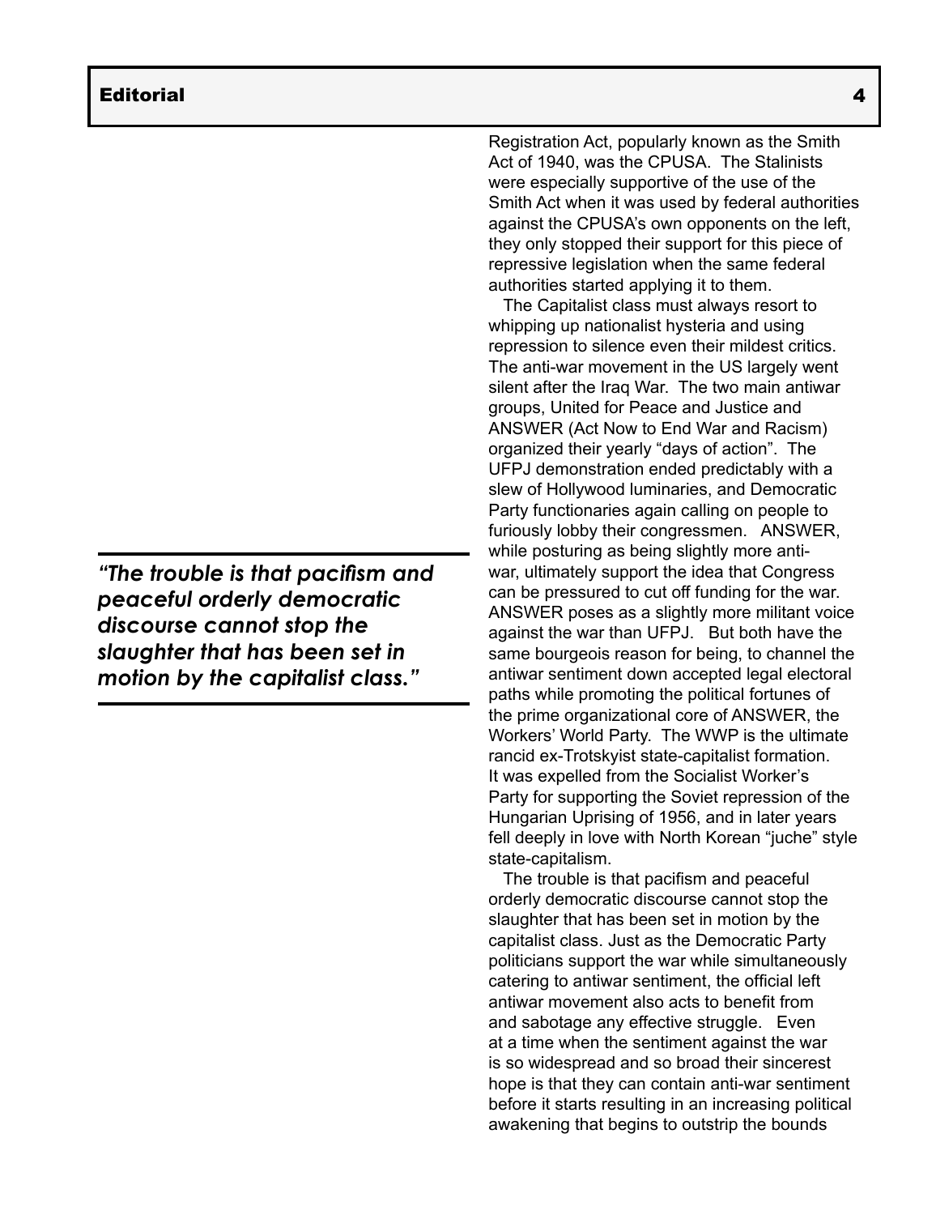Registration Act, popularly known as the Smith Act of 1940, was the CPUSA. The Stalinists were especially supportive of the use of the Smith Act when it was used by federal authorities against the CPUSA's own opponents on the left, they only stopped their support for this piece of repressive legislation when the same federal authorities started applying it to them.

The Capitalist class must always resort to whipping up nationalist hysteria and using repression to silence even their mildest critics. The anti-war movement in the US largely went silent after the Iraq War. The two main antiwar groups, United for Peace and Justice and ANSWER (Act Now to End War and Racism) organized their yearly "days of action". The UFPJ demonstration ended predictably with a slew of Hollywood luminaries, and Democratic Party functionaries again calling on people to furiously lobby their congressmen. ANSWER, while posturing as being slightly more anti-war, ultimately support the idea that Congress can be pressured to cut off funding for the war. ANSWER poses as a slightly more militant voice against the war than UFPJ. But both have the same bourgeois reason for being, to channel the antiwar sentiment down accepted legal electoral paths while promoting the political fortunes of the prime organizational core of ANSWER, the Workers' World Party. The WWP is the ultimate rancid ex-Trotskyist state-capitalist formation. It was expelled from the Socialist Worker's Party for supporting the Soviet repression of the Hungarian Uprising of 1956, and in later years fell deeply in love with North Korean "juche" style state-capitalism.

The trouble is that pacifism and peaceful orderly democratic discourse cannot stop the slaughter that has been set in motion by the capitalist class. Just as the Democratic Party politicians support the war while simultaneously catering to antiwar sentiment, the official left antiwar movement also acts to benefit from and sabotage any effective struggle. Even at a time when the sentiment against the war is so widespread and so broad their sincerest hope is that they can contain anti-war sentiment before it starts resulting in an increasing political awakening that begins to outstrip the bounds

> ***"The trouble is that pacifism and peaceful orderly democratic discourse cannot stop the slaughter that has been set in motion by the capitalist class."***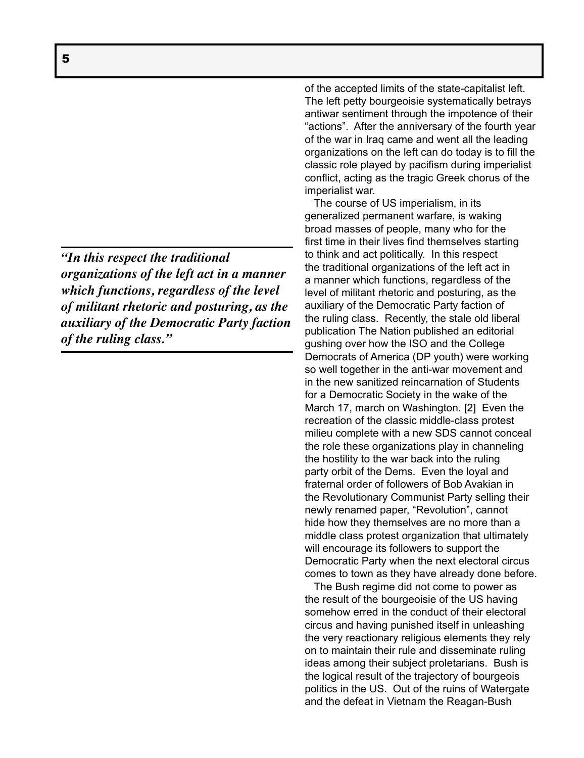of the accepted limits of the state-capitalist left. The left petty bourgeoisie systematically betrays antiwar sentiment through the impotence of their "actions". After the anniversary of the fourth year of the war in Iraq came and went all the leading organizations on the left can do today is to fill the classic role played by pacifism during imperialist conflict, acting as the tragic Greek chorus of the imperialist war.

The course of US imperialism, in its generalized permanent warfare, is waking broad masses of people, many who for the first time in their lives find themselves starting to think and act politically. In this respect the traditional organizations of the left act in a manner which functions, regardless of the level of militant rhetoric and posturing, as the auxiliary of the Democratic Party faction of the ruling class. Recently, the stale old liberal publication The Nation published an editorial gushing over how the ISO and the College Democrats of America (DP youth) were working so well together in the anti-war movement and in the new sanitized reincarnation of Students for a Democratic Society in the wake of the March 17, march on Washington. [2] Even the recreation of the classic middle-class protest milieu complete with a new SDS cannot conceal the role these organizations play in channeling the hostility to the war back into the ruling party orbit of the Dems. Even the loyal and fraternal order of followers of Bob Avakian in the Revolutionary Communist Party selling their newly renamed paper, "Revolution", cannot hide how they themselves are no more than a middle class protest organization that ultimately will encourage its followers to support the Democratic Party when the next electoral circus comes to town as they have already done before.

> ***"In this respect the traditional organizations of the left act in a manner which functions, regardless of the level of militant rhetoric and posturing, as the auxiliary of the Democratic Party faction of the ruling class."***

The Bush regime did not come to power as the result of the bourgeoisie of the US having somehow erred in the conduct of their electoral circus and having punished itself in unleashing the very reactionary religious elements they rely on to maintain their rule and disseminate ruling ideas among their subject proletarians. Bush is the logical result of the trajectory of bourgeois politics in the US. Out of the ruins of Watergate and the defeat in Vietnam the Reagan-Bush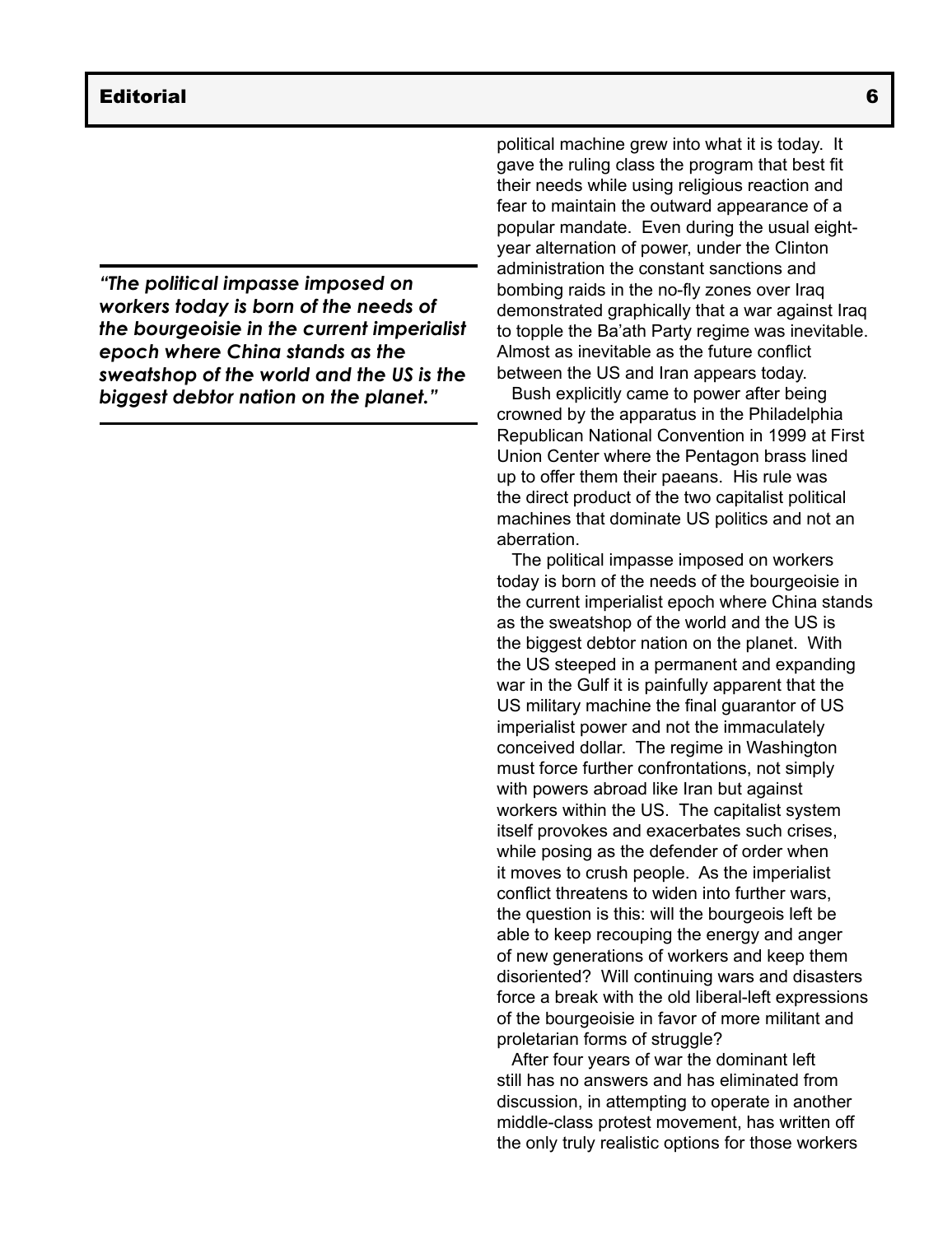*"The political impasse imposed on workers today is born of the needs of the bourgeoisie in the current imperialist epoch where China stands as the sweatshop of the world and the US is the biggest debtor nation on the planet."*

political machine grew into what it is today. It gave the ruling class the program that best fit their needs while using religious reaction and fear to maintain the outward appearance of a popular mandate. Even during the usual eight-year alternation of power, under the Clinton administration the constant sanctions and bombing raids in the no-fly zones over Iraq demonstrated graphically that a war against Iraq to topple the Ba'ath Party regime was inevitable. Almost as inevitable as the future conflict between the US and Iran appears today.

Bush explicitly came to power after being crowned by the apparatus in the Philadelphia Republican National Convention in 1999 at First Union Center where the Pentagon brass lined up to offer them their paeans. His rule was the direct product of the two capitalist political machines that dominate US politics and not an aberration.

The political impasse imposed on workers today is born of the needs of the bourgeoisie in the current imperialist epoch where China stands as the sweatshop of the world and the US is the biggest debtor nation on the planet. With the US steeped in a permanent and expanding war in the Gulf it is painfully apparent that the US military machine the final guarantor of US imperialist power and not the immaculately conceived dollar. The regime in Washington must force further confrontations, not simply with powers abroad like Iran but against workers within the US. The capitalist system itself provokes and exacerbates such crises, while posing as the defender of order when it moves to crush people. As the imperialist conflict threatens to widen into further wars, the question is this: will the bourgeois left be able to keep recouping the energy and anger of new generations of workers and keep them disoriented? Will continuing wars and disasters force a break with the old liberal-left expressions of the bourgeoisie in favor of more militant and proletarian forms of struggle?

After four years of war the dominant left still has no answers and has eliminated from discussion, in attempting to operate in another middle-class protest movement, has written off the only truly realistic options for those workers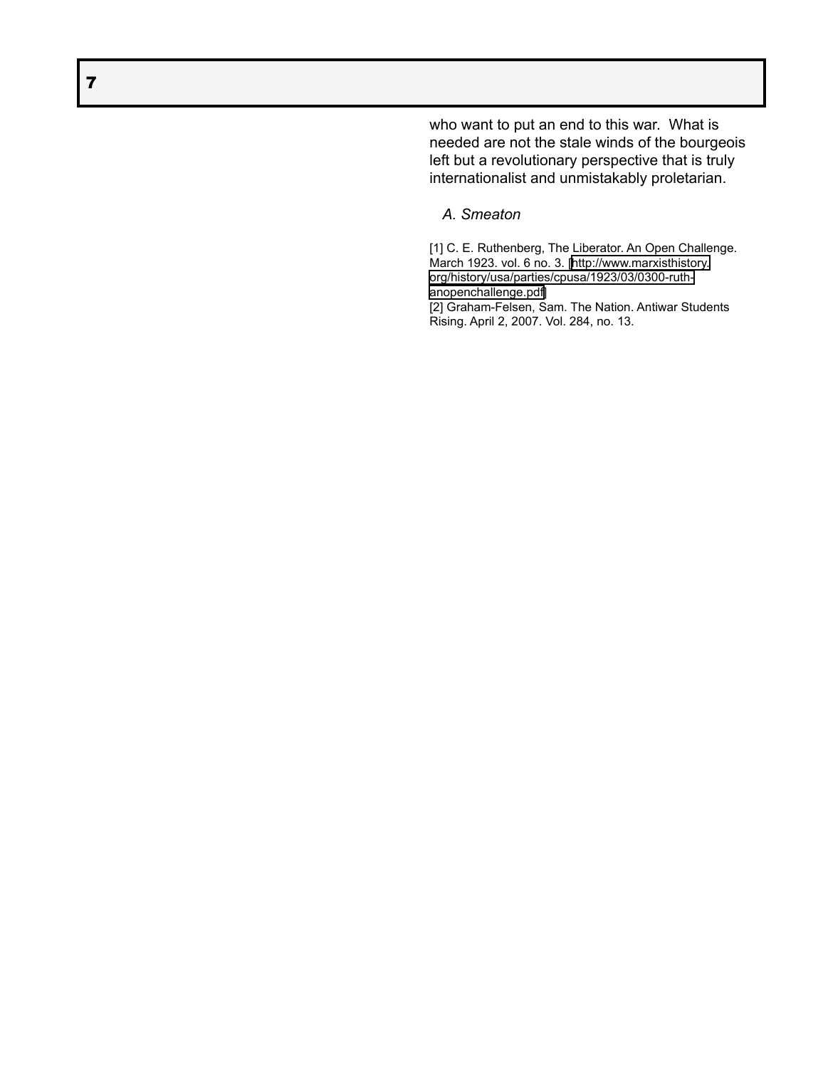who want to put an end to this war. What is needed are not the stale winds of the bourgeois left but a revolutionary perspective that is truly internationalist and unmistakably proletarian.

*A. Smeaton*

[1] C. E. Ruthenberg, The Liberator. An Open Challenge. March 1923. vol. 6 no. 3. http://www.marxisthistory.org/history/usa/parties/cpusa/1923/03/0300-ruth-anopenchallenge.pdf

[2] Graham-Felsen, Sam. The Nation. Antiwar Students Rising. April 2, 2007. Vol. 284, no. 13.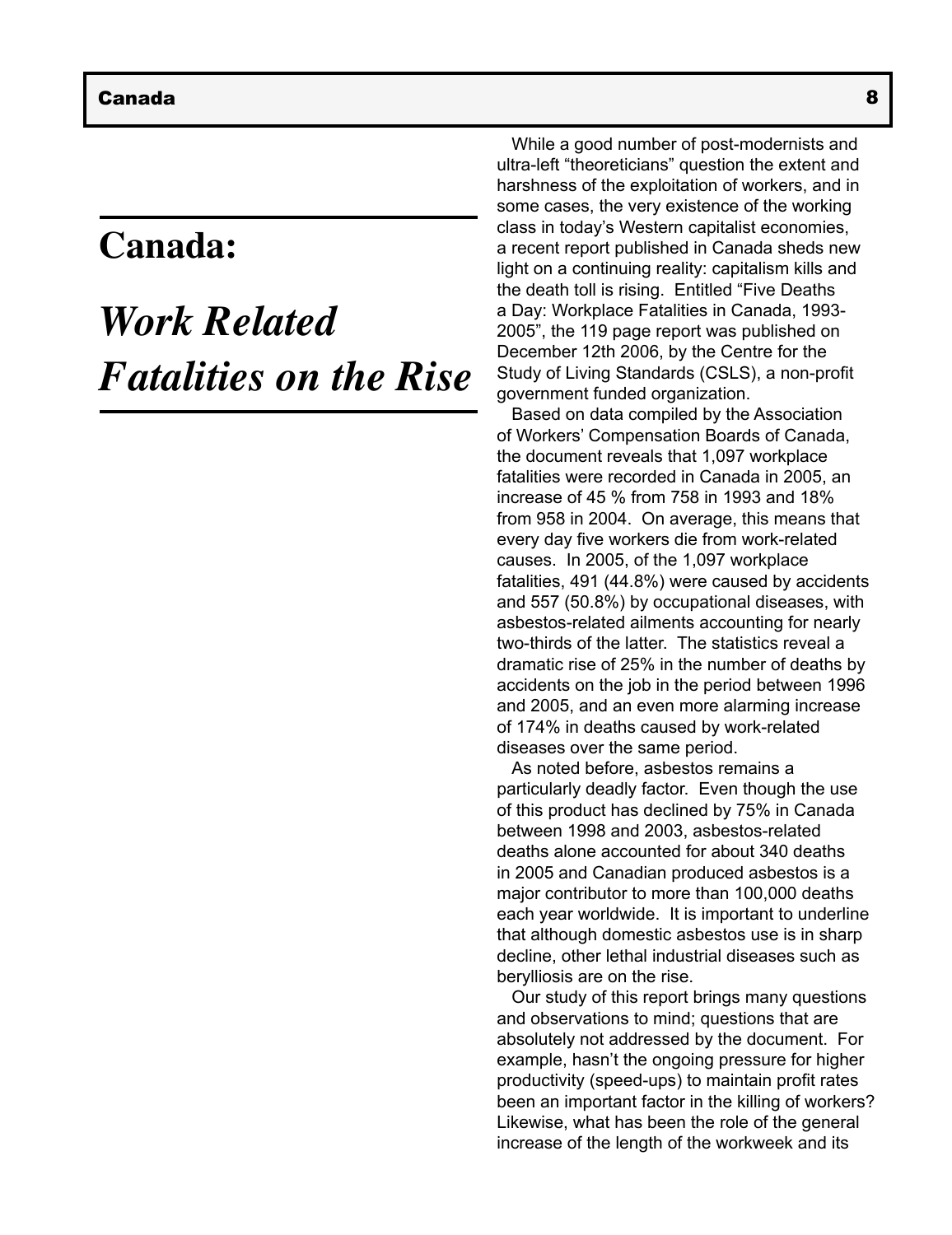# Canada:

## *Work Related Fatalities on the Rise*

While a good number of post-modernists and ultra-left “theoreticians” question the extent and harshness of the exploitation of workers, and in some cases, the very existence of the working class in today’s Western capitalist economies, a recent report published in Canada sheds new light on a continuing reality: capitalism kills and the death toll is rising. Entitled “Five Deaths a Day: Workplace Fatalities in Canada, 1993-2005”, the 119 page report was published on December 12th 2006, by the Centre for the Study of Living Standards (CSLS), a non-profit government funded organization.

Based on data compiled by the Association of Workers’ Compensation Boards of Canada, the document reveals that 1,097 workplace fatalities were recorded in Canada in 2005, an increase of 45 % from 758 in 1993 and 18% from 958 in 2004. On average, this means that every day five workers die from work-related causes. In 2005, of the 1,097 workplace fatalities, 491 (44.8%) were caused by accidents and 557 (50.8%) by occupational diseases, with asbestos-related ailments accounting for nearly two-thirds of the latter. The statistics reveal a dramatic rise of 25% in the number of deaths by accidents on the job in the period between 1996 and 2005, and an even more alarming increase of 174% in deaths caused by work-related diseases over the same period.

As noted before, asbestos remains a particularly deadly factor. Even though the use of this product has declined by 75% in Canada between 1998 and 2003, asbestos-related deaths alone accounted for about 340 deaths in 2005 and Canadian produced asbestos is a major contributor to more than 100,000 deaths each year worldwide. It is important to underline that although domestic asbestos use is in sharp decline, other lethal industrial diseases such as berylliosis are on the rise.

Our study of this report brings many questions and observations to mind; questions that are absolutely not addressed by the document. For example, hasn’t the ongoing pressure for higher productivity (speed-ups) to maintain profit rates been an important factor in the killing of workers? Likewise, what has been the role of the general increase of the length of the workweek and its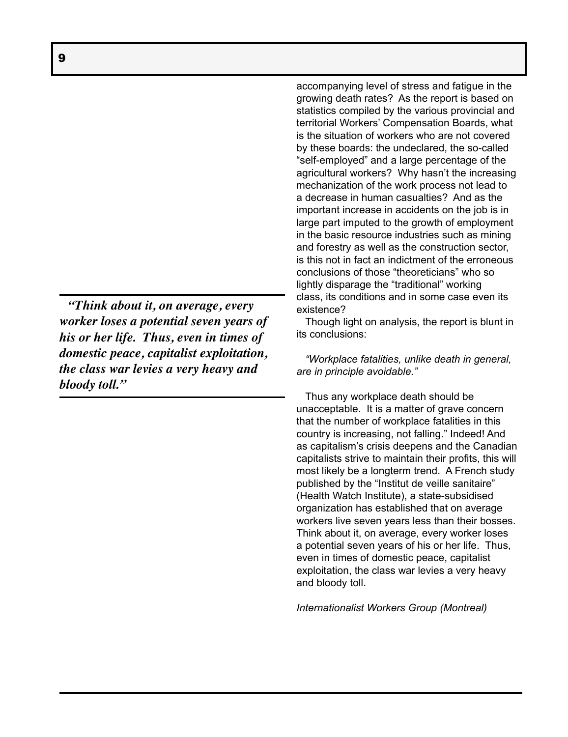accompanying level of stress and fatigue in the growing death rates? As the report is based on statistics compiled by the various provincial and territorial Workers' Compensation Boards, what is the situation of workers who are not covered by these boards: the undeclared, the so-called "self-employed" and a large percentage of the agricultural workers? Why hasn't the increasing mechanization of the work process not lead to a decrease in human casualties? And as the important increase in accidents on the job is in large part imputed to the growth of employment in the basic resource industries such as mining and forestry as well as the construction sector, is this not in fact an indictment of the erroneous conclusions of those "theoreticians" who so lightly disparage the "traditional" working class, its conditions and in some case even its existence?

Though light on analysis, the report is blunt in its conclusions:

*"Workplace fatalities, unlike death in general, are in principle avoidable."*

Thus any workplace death should be unacceptable. It is a matter of grave concern that the number of workplace fatalities in this country is increasing, not falling." Indeed! And as capitalism's crisis deepens and the Canadian capitalists strive to maintain their profits, this will most likely be a longterm trend. A French study published by the "Institut de veille sanitaire" (Health Watch Institute), a state-subsidised organization has established that on average workers live seven years less than their bosses. Think about it, on average, every worker loses a potential seven years of his or her life. Thus, even in times of domestic peace, capitalist exploitation, the class war levies a very heavy and bloody toll.

*Internationalist Workers Group (Montreal)*

> ***"Think about it, on average, every worker loses a potential seven years of his or her life. Thus, even in times of domestic peace, capitalist exploitation, the class war levies a very heavy and bloody toll."***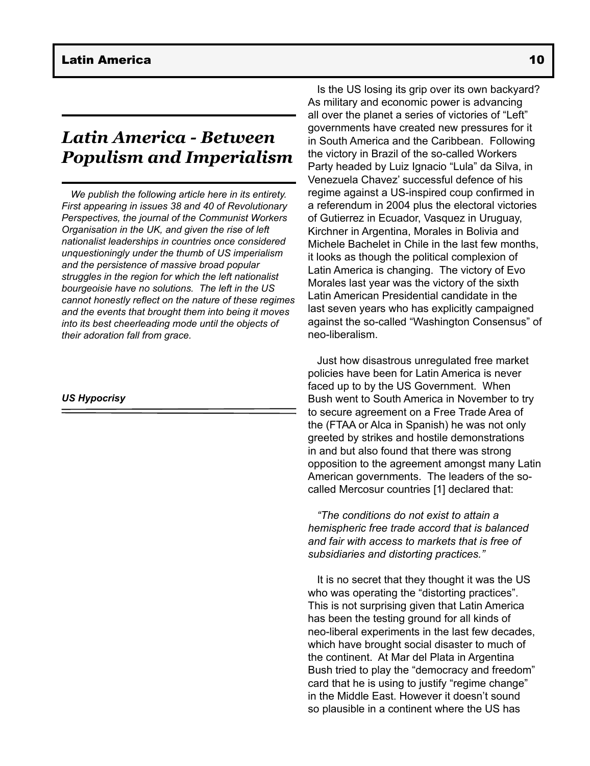# Latin America - Between Populism and Imperialism

*We publish the following article here in its entirety. First appearing in issues 38 and 40 of Revolutionary Perspectives, the journal of the Communist Workers Organisation in the UK, and given the rise of left nationalist leaderships in countries once considered unquestioningly under the thumb of US imperialism and the persistence of massive broad popular struggles in the region for which the left nationalist bourgeoisie have no solutions. The left in the US cannot honestly reflect on the nature of these regimes and the events that brought them into being it moves into its best cheerleading mode until the objects of their adoration fall from grace.*

***US Hypocrisy***

Is the US losing its grip over its own backyard? As military and economic power is advancing all over the planet a series of victories of "Left" governments have created new pressures for it in South America and the Caribbean. Following the victory in Brazil of the so-called Workers Party headed by Luiz Ignacio "Lula" da Silva, in Venezuela Chavez' successful defence of his regime against a US-inspired coup confirmed in a referendum in 2004 plus the electoral victories of Gutierrez in Ecuador, Vasquez in Uruguay, Kirchner in Argentina, Morales in Bolivia and Michele Bachelet in Chile in the last few months, it looks as though the political complexion of Latin America is changing. The victory of Evo Morales last year was the victory of the sixth Latin American Presidential candidate in the last seven years who has explicitly campaigned against the so-called "Washington Consensus" of neo-liberalism.

Just how disastrous unregulated free market policies have been for Latin America is never faced up to by the US Government. When Bush went to South America in November to try to secure agreement on a Free Trade Area of the (FTAA or Alca in Spanish) he was not only greeted by strikes and hostile demonstrations in and but also found that there was strong opposition to the agreement amongst many Latin American governments. The leaders of the so-called Mercosur countries [1] declared that:

*"The conditions do not exist to attain a hemispheric free trade accord that is balanced and fair with access to markets that is free of subsidiaries and distorting practices."*

It is no secret that they thought it was the US who was operating the "distorting practices". This is not surprising given that Latin America has been the testing ground for all kinds of neo-liberal experiments in the last few decades, which have brought social disaster to much of the continent. At Mar del Plata in Argentina Bush tried to play the "democracy and freedom" card that he is using to justify "regime change" in the Middle East. However it doesn't sound so plausible in a continent where the US has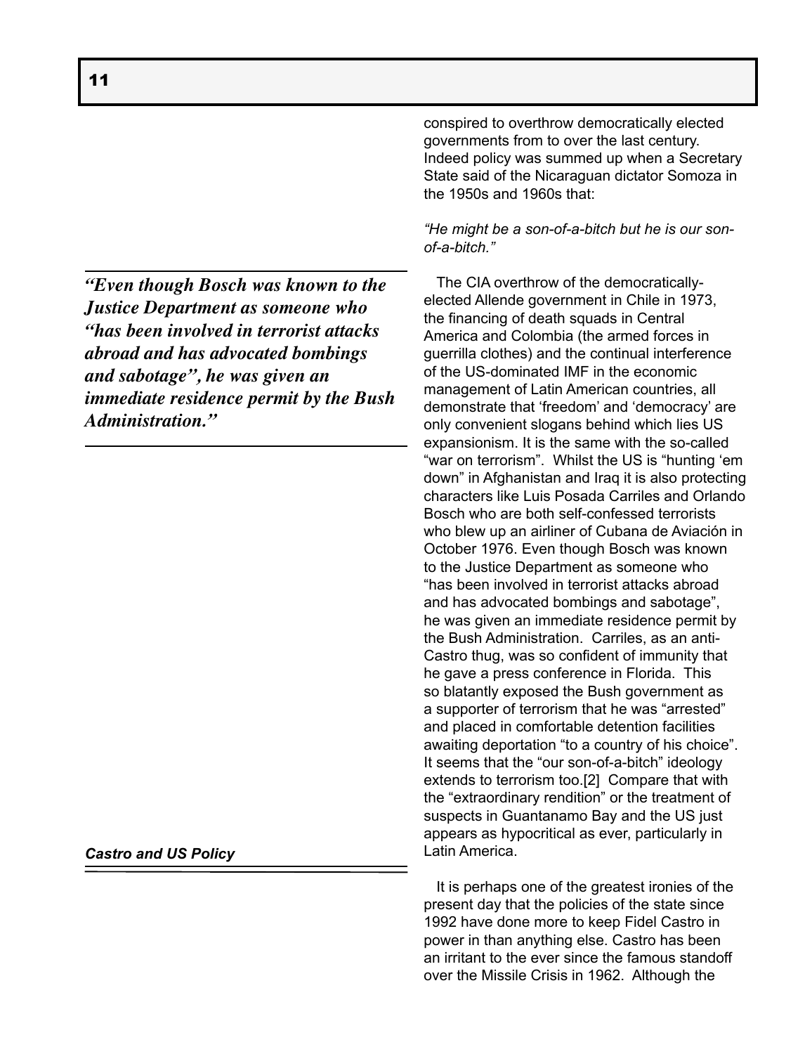conspired to overthrow democratically elected governments from to over the last century. Indeed policy was summed up when a Secretary State said of the Nicaraguan dictator Somoza in the 1950s and 1960s that:

*"He might be a son-of-a-bitch but he is our son-of-a-bitch."*

***"Even though Bosch was known to the Justice Department as someone who "has been involved in terrorist attacks abroad and has advocated bombings and sabotage", he was given an immediate residence permit by the Bush Administration."***

The CIA overthrow of the democratically-elected Allende government in Chile in 1973, the financing of death squads in Central America and Colombia (the armed forces in guerrilla clothes) and the continual interference of the US-dominated IMF in the economic management of Latin American countries, all demonstrate that 'freedom' and 'democracy' are only convenient slogans behind which lies US expansionism. It is the same with the so-called "war on terrorism". Whilst the US is "hunting 'em down" in Afghanistan and Iraq it is also protecting characters like Luis Posada Carriles and Orlando Bosch who are both self-confessed terrorists who blew up an airliner of Cubana de Aviación in October 1976. Even though Bosch was known to the Justice Department as someone who "has been involved in terrorist attacks abroad and has advocated bombings and sabotage", he was given an immediate residence permit by the Bush Administration. Carriles, as an anti-Castro thug, was so confident of immunity that he gave a press conference in Florida. This so blatantly exposed the Bush government as a supporter of terrorism that he was "arrested" and placed in comfortable detention facilities awaiting deportation "to a country of his choice". It seems that the "our son-of-a-bitch" ideology extends to terrorism too.[2] Compare that with the "extraordinary rendition" or the treatment of suspects in Guantanamo Bay and the US just appears as hypocritical as ever, particularly in Latin America.

### *Castro and US Policy*

It is perhaps one of the greatest ironies of the present day that the policies of the state since 1992 have done more to keep Fidel Castro in power in than anything else. Castro has been an irritant to the ever since the famous standoff over the Missile Crisis in 1962. Although the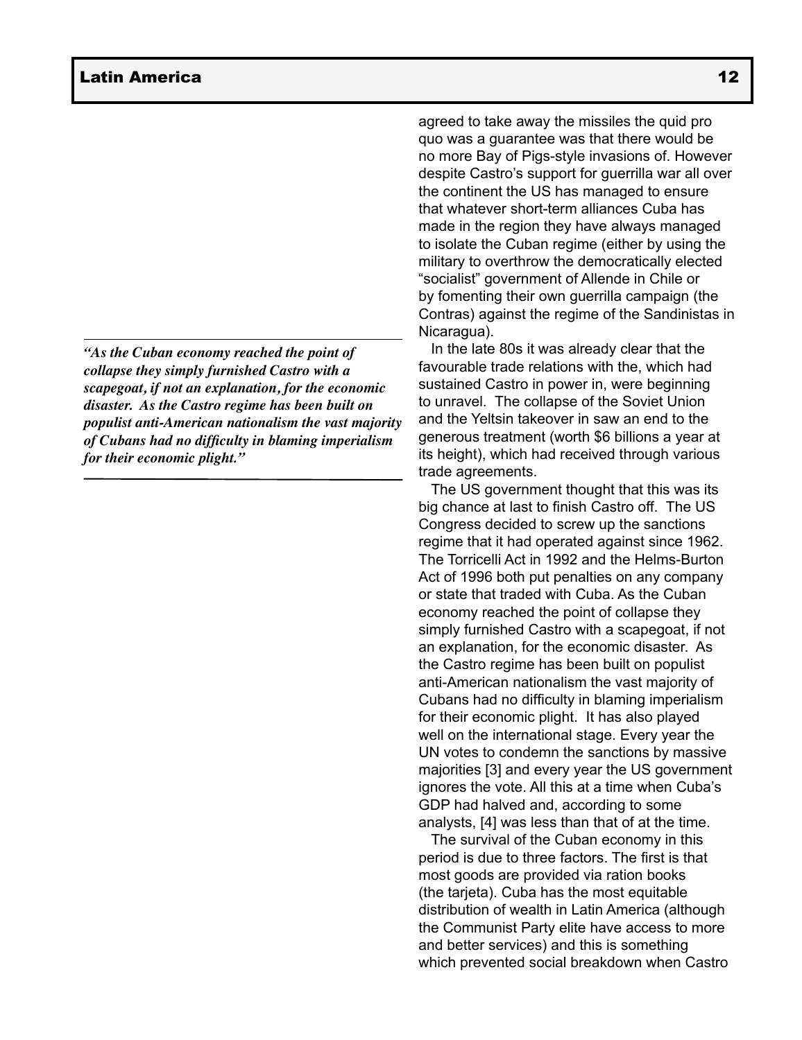agreed to take away the missiles the quid pro quo was a guarantee was that there would be no more Bay of Pigs-style invasions of. However despite Castro's support for guerrilla war all over the continent the US has managed to ensure that whatever short-term alliances Cuba has made in the region they have always managed to isolate the Cuban regime (either by using the military to overthrow the democratically elected "socialist" government of Allende in Chile or by fomenting their own guerrilla campaign (the Contras) against the regime of the Sandinistas in Nicaragua).

> ***"As the Cuban economy reached the point of collapse they simply furnished Castro with a scapegoat, if not an explanation, for the economic disaster. As the Castro regime has been built on populist anti-American nationalism the vast majority of Cubans had no difficulty in blaming imperialism for their economic plight."***

In the late 80s it was already clear that the favourable trade relations with the, which had sustained Castro in power in, were beginning to unravel. The collapse of the Soviet Union and the Yeltsin takeover in saw an end to the generous treatment (worth $6 billions a year at its height), which had received through various trade agreements.

The US government thought that this was its big chance at last to finish Castro off. The US Congress decided to screw up the sanctions regime that it had operated against since 1962. The Torricelli Act in 1992 and the Helms-Burton Act of 1996 both put penalties on any company or state that traded with Cuba. As the Cuban economy reached the point of collapse they simply furnished Castro with a scapegoat, if not an explanation, for the economic disaster. As the Castro regime has been built on populist anti-American nationalism the vast majority of Cubans had no difficulty in blaming imperialism for their economic plight. It has also played well on the international stage. Every year the UN votes to condemn the sanctions by massive majorities [3] and every year the US government ignores the vote. All this at a time when Cuba's GDP had halved and, according to some analysts, [4] was less than that of at the time.

The survival of the Cuban economy in this period is due to three factors. The first is that most goods are provided via ration books (the tarjeta). Cuba has the most equitable distribution of wealth in Latin America (although the Communist Party elite have access to more and better services) and this is something which prevented social breakdown when Castro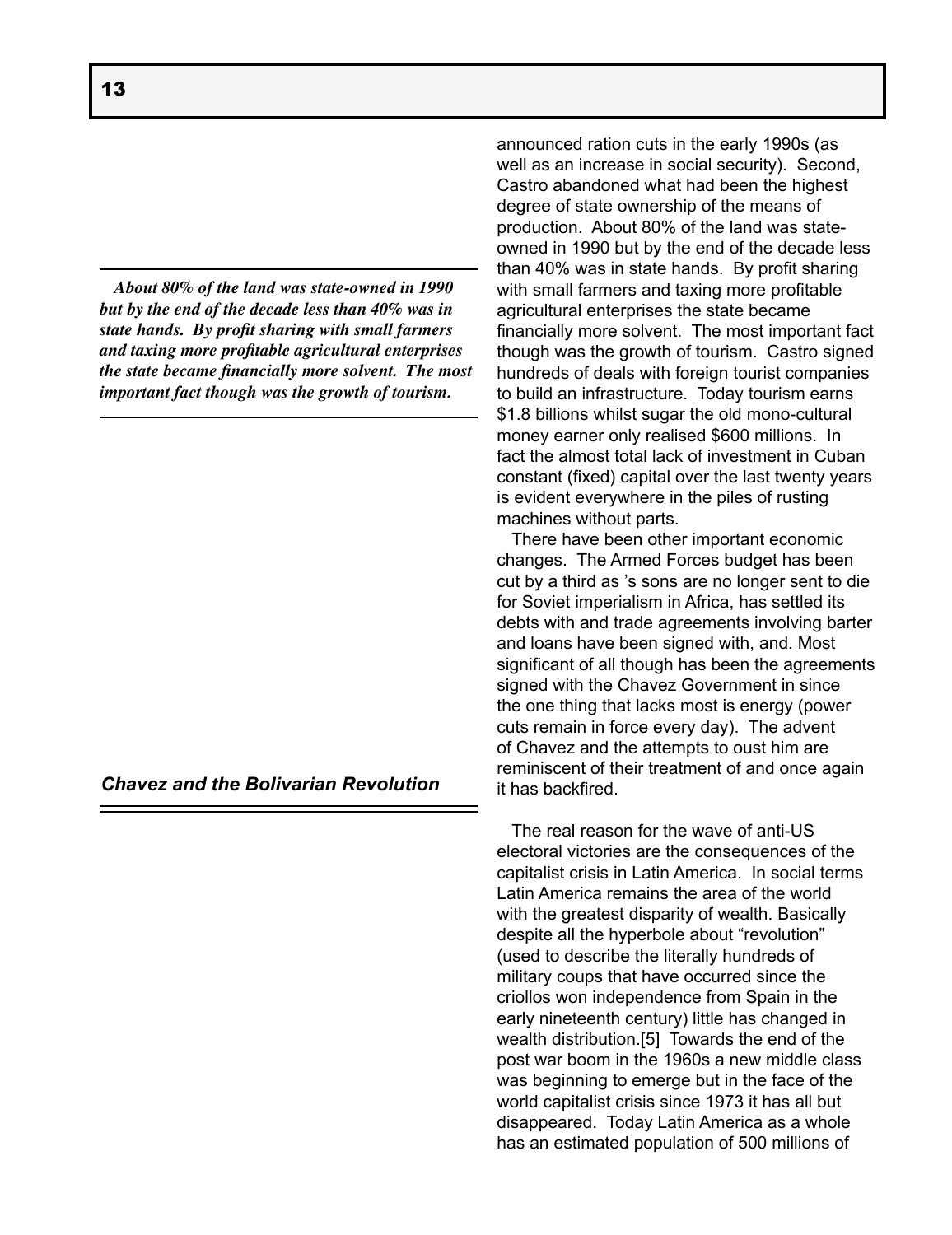announced ration cuts in the early 1990s (as well as an increase in social security). Second, Castro abandoned what had been the highest degree of state ownership of the means of production. About 80% of the land was state-owned in 1990 but by the end of the decade less than 40% was in state hands. By profit sharing with small farmers and taxing more profitable agricultural enterprises the state became financially more solvent. The most important fact though was the growth of tourism. Castro signed hundreds of deals with foreign tourist companies to build an infrastructure. Today tourism earns \$1.8 billions whilst sugar the old mono-cultural money earner only realised \$600 millions. In fact the almost total lack of investment in Cuban constant (fixed) capital over the last twenty years is evident everywhere in the piles of rusting machines without parts.

> ***About 80% of the land was state-owned in 1990 but by the end of the decade less than 40% was in state hands. By profit sharing with small farmers and taxing more profitable agricultural enterprises the state became financially more solvent. The most important fact though was the growth of tourism.***

There have been other important economic changes. The Armed Forces budget has been cut by a third as ’s sons are no longer sent to die for Soviet imperialism in Africa, has settled its debts with and trade agreements involving barter and loans have been signed with, and. Most significant of all though has been the agreements signed with the Chavez Government in since the one thing that lacks most is energy (power cuts remain in force every day). The advent of Chavez and the attempts to oust him are reminiscent of their treatment of and once again it has backfired.

## *Chavez and the Bolivarian Revolution*

The real reason for the wave of anti-US electoral victories are the consequences of the capitalist crisis in Latin America. In social terms Latin America remains the area of the world with the greatest disparity of wealth. Basically despite all the hyperbole about “revolution” (used to describe the literally hundreds of military coups that have occurred since the criollos won independence from Spain in the early nineteenth century) little has changed in wealth distribution.[5] Towards the end of the post war boom in the 1960s a new middle class was beginning to emerge but in the face of the world capitalist crisis since 1973 it has all but disappeared. Today Latin America as a whole has an estimated population of 500 millions of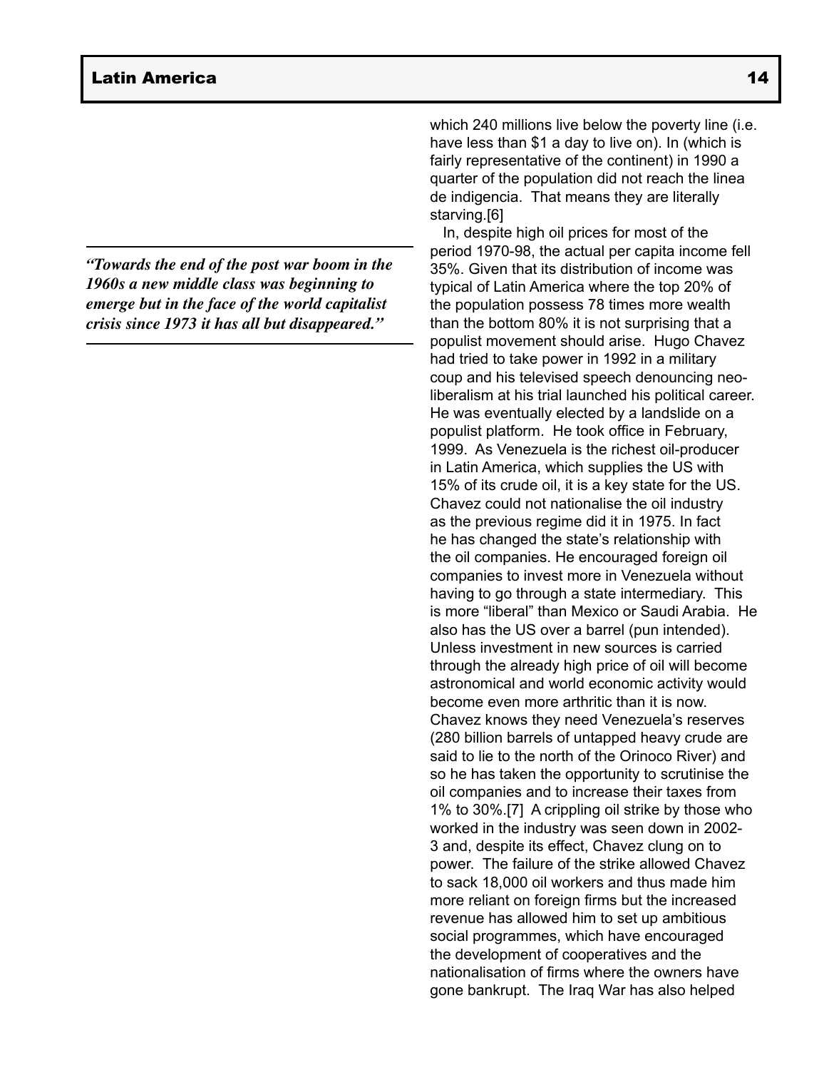*"Towards the end of the post war boom in the 1960s a new middle class was beginning to emerge but in the face of the world capitalist crisis since 1973 it has all but disappeared."*

which 240 millions live below the poverty line (i.e. have less than $1 a day to live on). In (which is fairly representative of the continent) in 1990 a quarter of the population did not reach the linea de indigencia. That means they are literally starving.[6]

In, despite high oil prices for most of the period 1970-98, the actual per capita income fell 35%. Given that its distribution of income was typical of Latin America where the top 20% of the population possess 78 times more wealth than the bottom 80% it is not surprising that a populist movement should arise. Hugo Chavez had tried to take power in 1992 in a military coup and his televised speech denouncing neo-liberalism at his trial launched his political career. He was eventually elected by a landslide on a populist platform. He took office in February, 1999. As Venezuela is the richest oil-producer in Latin America, which supplies the US with 15% of its crude oil, it is a key state for the US. Chavez could not nationalise the oil industry as the previous regime did it in 1975. In fact he has changed the state's relationship with the oil companies. He encouraged foreign oil companies to invest more in Venezuela without having to go through a state intermediary. This is more "liberal" than Mexico or Saudi Arabia. He also has the US over a barrel (pun intended). Unless investment in new sources is carried through the already high price of oil will become astronomical and world economic activity would become even more arthritic than it is now. Chavez knows they need Venezuela's reserves (280 billion barrels of untapped heavy crude are said to lie to the north of the Orinoco River) and so he has taken the opportunity to scrutinise the oil companies and to increase their taxes from 1% to 30%.[7] A crippling oil strike by those who worked in the industry was seen down in 2002-3 and, despite its effect, Chavez clung on to power. The failure of the strike allowed Chavez to sack 18,000 oil workers and thus made him more reliant on foreign firms but the increased revenue has allowed him to set up ambitious social programmes, which have encouraged the development of cooperatives and the nationalisation of firms where the owners have gone bankrupt. The Iraq War has also helped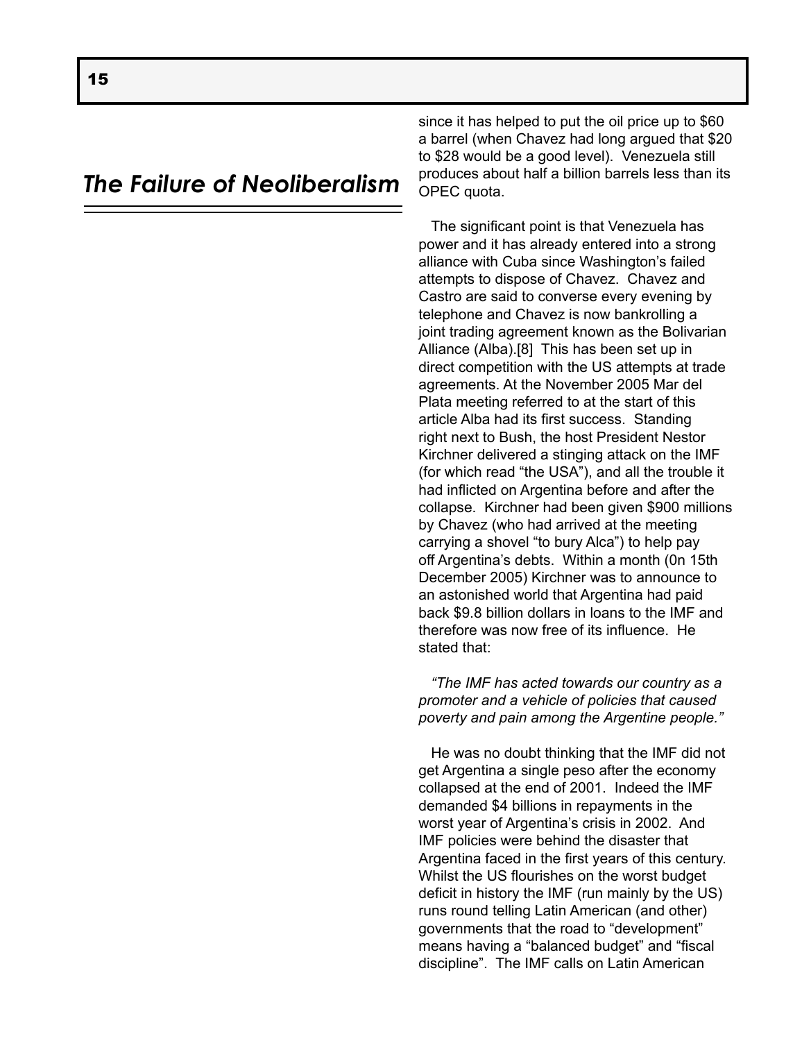## *The Failure of Neoliberalism*

since it has helped to put the oil price up to $60 a barrel (when Chavez had long argued that $20 to $28 would be a good level). Venezuela still produces about half a billion barrels less than its OPEC quota.

The significant point is that Venezuela has power and it has already entered into a strong alliance with Cuba since Washington's failed attempts to dispose of Chavez. Chavez and Castro are said to converse every evening by telephone and Chavez is now bankrolling a joint trading agreement known as the Bolivarian Alliance (Alba).[8] This has been set up in direct competition with the US attempts at trade agreements. At the November 2005 Mar del Plata meeting referred to at the start of this article Alba had its first success. Standing right next to Bush, the host President Nestor Kirchner delivered a stinging attack on the IMF (for which read "the USA"), and all the trouble it had inflicted on Argentina before and after the collapse. Kirchner had been given $900 millions by Chavez (who had arrived at the meeting carrying a shovel "to bury Alca") to help pay off Argentina's debts. Within a month (0n 15th December 2005) Kirchner was to announce to an astonished world that Argentina had paid back $9.8 billion dollars in loans to the IMF and therefore was now free of its influence. He stated that:

*"The IMF has acted towards our country as a promoter and a vehicle of policies that caused poverty and pain among the Argentine people."*

He was no doubt thinking that the IMF did not get Argentina a single peso after the economy collapsed at the end of 2001. Indeed the IMF demanded $4 billions in repayments in the worst year of Argentina's crisis in 2002. And IMF policies were behind the disaster that Argentina faced in the first years of this century. Whilst the US flourishes on the worst budget deficit in history the IMF (run mainly by the US) runs round telling Latin American (and other) governments that the road to "development" means having a "balanced budget" and "fiscal discipline". The IMF calls on Latin American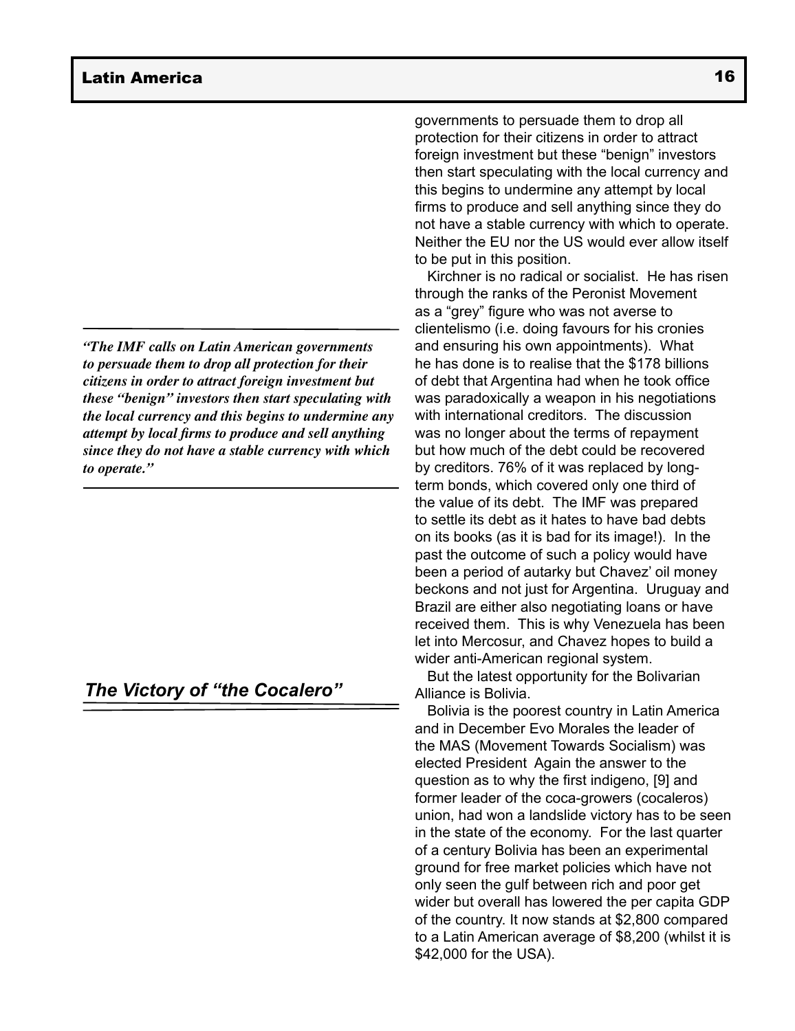governments to persuade them to drop all protection for their citizens in order to attract foreign investment but these "benign" investors then start speculating with the local currency and this begins to undermine any attempt by local firms to produce and sell anything since they do not have a stable currency with which to operate. Neither the EU nor the US would ever allow itself to be put in this position.

*"The IMF calls on Latin American governments to persuade them to drop all protection for their citizens in order to attract foreign investment but these "benign" investors then start speculating with the local currency and this begins to undermine any attempt by local firms to produce and sell anything since they do not have a stable currency with which to operate."*

Kirchner is no radical or socialist. He has risen through the ranks of the Peronist Movement as a "grey" figure who was not averse to clientelismo (i.e. doing favours for his cronies and ensuring his own appointments). What he has done is to realise that the $178 billions of debt that Argentina had when he took office was paradoxically a weapon in his negotiations with international creditors. The discussion was no longer about the terms of repayment but how much of the debt could be recovered by creditors. 76% of it was replaced by long-term bonds, which covered only one third of the value of its debt. The IMF was prepared to settle its debt as it hates to have bad debts on its books (as it is bad for its image!). In the past the outcome of such a policy would have been a period of autarky but Chavez' oil money beckons and not just for Argentina. Uruguay and Brazil are either also negotiating loans or have received them. This is why Venezuela has been let into Mercosur, and Chavez hopes to build a wider anti-American regional system.

But the latest opportunity for the Bolivarian Alliance is Bolivia.

## *The Victory of "the Cocalero"*

Bolivia is the poorest country in Latin America and in December Evo Morales the leader of the MAS (Movement Towards Socialism) was elected President Again the answer to the question as to why the first indigeno, [9] and former leader of the coca-growers (cocaleros) union, had won a landslide victory has to be seen in the state of the economy. For the last quarter of a century Bolivia has been an experimental ground for free market policies which have not only seen the gulf between rich and poor get wider but overall has lowered the per capita GDP of the country. It now stands at $2,800 compared to a Latin American average of $8,200 (whilst it is $42,000 for the USA).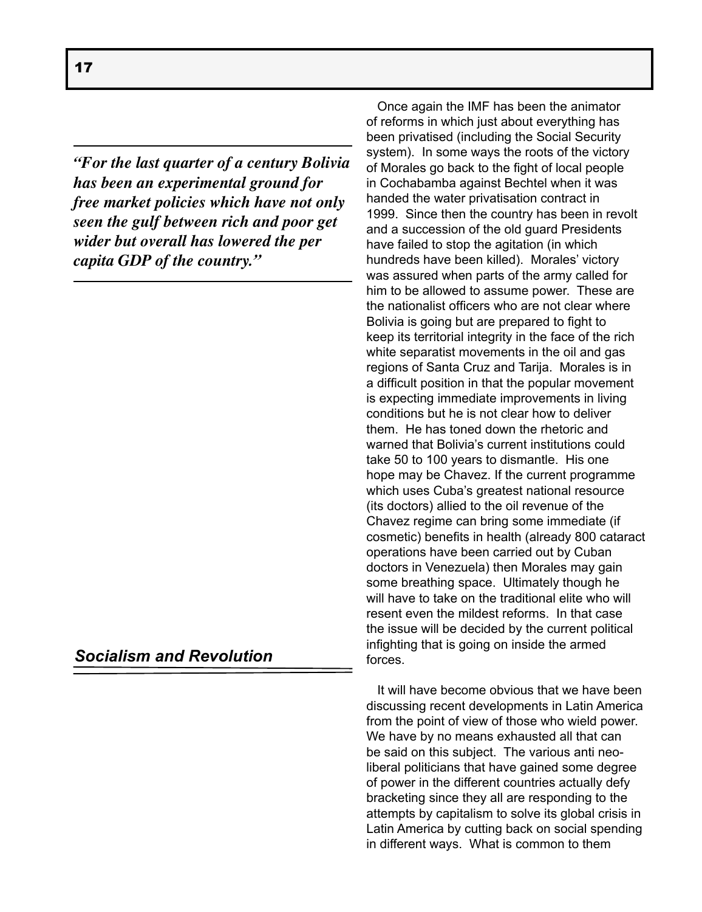> *"For the last quarter of a century Bolivia has been an experimental ground for free market policies which have not only seen the gulf between rich and poor get wider but overall has lowered the per capita GDP of the country."*

Once again the IMF has been the animator of reforms in which just about everything has been privatised (including the Social Security system). In some ways the roots of the victory of Morales go back to the fight of local people in Cochabamba against Bechtel when it was handed the water privatisation contract in 1999. Since then the country has been in revolt and a succession of the old guard Presidents have failed to stop the agitation (in which hundreds have been killed). Morales' victory was assured when parts of the army called for him to be allowed to assume power. These are the nationalist officers who are not clear where Bolivia is going but are prepared to fight to keep its territorial integrity in the face of the rich white separatist movements in the oil and gas regions of Santa Cruz and Tarija. Morales is in a difficult position in that the popular movement is expecting immediate improvements in living conditions but he is not clear how to deliver them. He has toned down the rhetoric and warned that Bolivia's current institutions could take 50 to 100 years to dismantle. His one hope may be Chavez. If the current programme which uses Cuba's greatest national resource (its doctors) allied to the oil revenue of the Chavez regime can bring some immediate (if cosmetic) benefits in health (already 800 cataract operations have been carried out by Cuban doctors in Venezuela) then Morales may gain some breathing space. Ultimately though he will have to take on the traditional elite who will resent even the mildest reforms. In that case the issue will be decided by the current political infighting that is going on inside the armed forces.

## Socialism and Revolution

It will have become obvious that we have been discussing recent developments in Latin America from the point of view of those who wield power. We have by no means exhausted all that can be said on this subject. The various anti neo-liberal politicians that have gained some degree of power in the different countries actually defy bracketing since they all are responding to the attempts by capitalism to solve its global crisis in Latin America by cutting back on social spending in different ways. What is common to them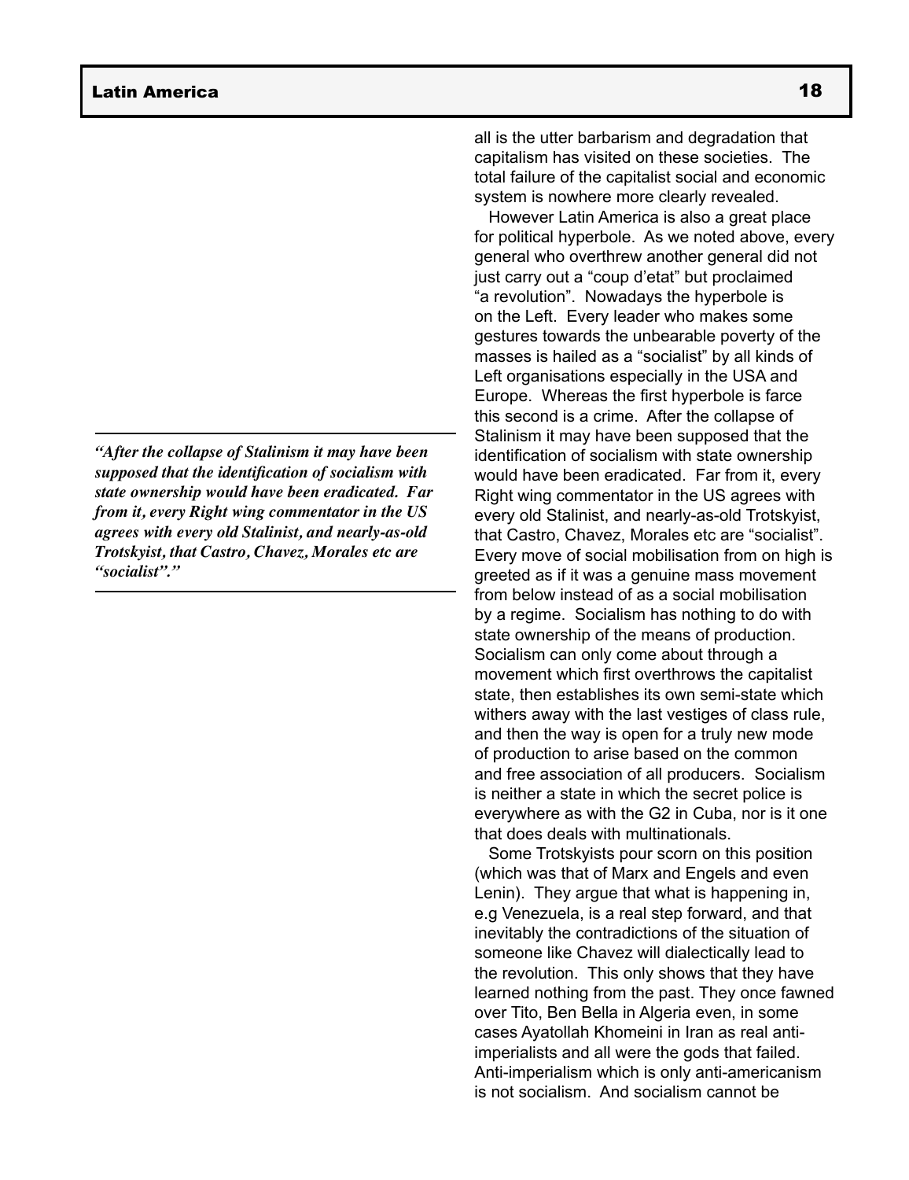all is the utter barbarism and degradation that capitalism has visited on these societies. The total failure of the capitalist social and economic system is nowhere more clearly revealed.

However Latin America is also a great place for political hyperbole. As we noted above, every general who overthrew another general did not just carry out a "coup d'etat" but proclaimed "a revolution". Nowadays the hyperbole is on the Left. Every leader who makes some gestures towards the unbearable poverty of the masses is hailed as a "socialist" by all kinds of Left organisations especially in the USA and Europe. Whereas the first hyperbole is farce this second is a crime. After the collapse of Stalinism it may have been supposed that the identification of socialism with state ownership would have been eradicated. Far from it, every Right wing commentator in the US agrees with every old Stalinist, and nearly-as-old Trotskyist, that Castro, Chavez, Morales etc are "socialist". Every move of social mobilisation from on high is greeted as if it was a genuine mass movement from below instead of as a social mobilisation by a regime. Socialism has nothing to do with state ownership of the means of production. Socialism can only come about through a movement which first overthrows the capitalist state, then establishes its own semi-state which withers away with the last vestiges of class rule, and then the way is open for a truly new mode of production to arise based on the common and free association of all producers. Socialism is neither a state in which the secret police is everywhere as with the G2 in Cuba, nor is it one that does deals with multinationals.

> ***"After the collapse of Stalinism it may have been supposed that the identification of socialism with state ownership would have been eradicated. Far from it, every Right wing commentator in the US agrees with every old Stalinist, and nearly-as-old Trotskyist, that Castro, Chavez, Morales etc are "socialist"."***

Some Trotskyists pour scorn on this position (which was that of Marx and Engels and even Lenin). They argue that what is happening in, e.g Venezuela, is a real step forward, and that inevitably the contradictions of the situation of someone like Chavez will dialectically lead to the revolution. This only shows that they have learned nothing from the past. They once fawned over Tito, Ben Bella in Algeria even, in some cases Ayatollah Khomeini in Iran as real anti-imperialists and all were the gods that failed. Anti-imperialism which is only anti-americanism is not socialism. And socialism cannot be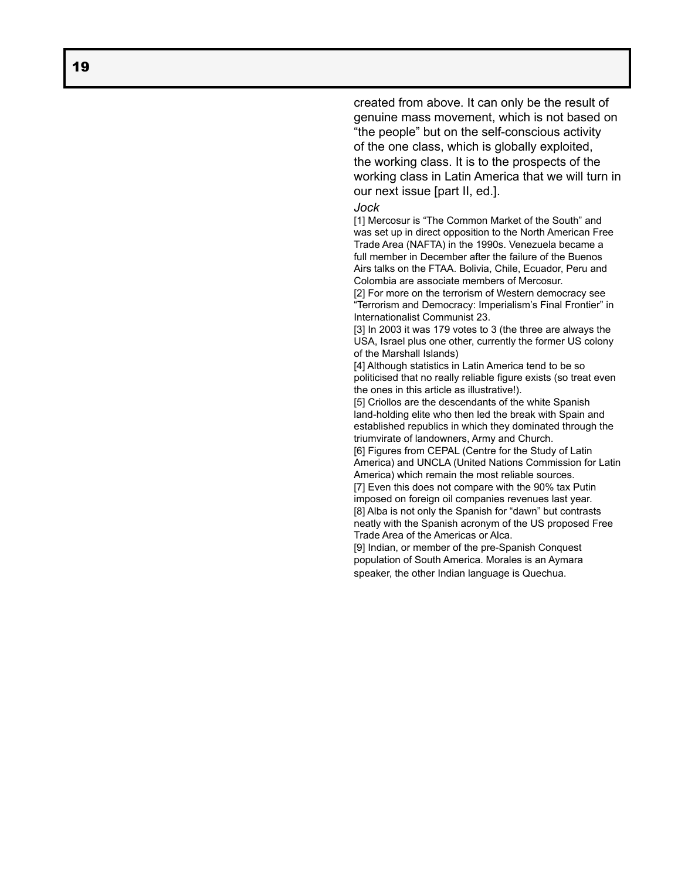created from above. It can only be the result of genuine mass movement, which is not based on "the people" but on the self-conscious activity of the one class, which is globally exploited, the working class. It is to the prospects of the working class in Latin America that we will turn in our next issue [part II, ed.].

*Jock*

[1] Mercosur is "The Common Market of the South" and was set up in direct opposition to the North American Free Trade Area (NAFTA) in the 1990s. Venezuela became a full member in December after the failure of the Buenos Airs talks on the FTAA. Bolivia, Chile, Ecuador, Peru and Colombia are associate members of Mercosur.

[2] For more on the terrorism of Western democracy see "Terrorism and Democracy: Imperialism's Final Frontier" in Internationalist Communist 23.

[3] In 2003 it was 179 votes to 3 (the three are always the USA, Israel plus one other, currently the former US colony of the Marshall Islands)

[4] Although statistics in Latin America tend to be so politicised that no really reliable figure exists (so treat even the ones in this article as illustrative!).

[5] Criollos are the descendants of the white Spanish land-holding elite who then led the break with Spain and established republics in which they dominated through the triumvirate of landowners, Army and Church.

[6] Figures from CEPAL (Centre for the Study of Latin America) and UNCLA (United Nations Commission for Latin America) which remain the most reliable sources.

[7] Even this does not compare with the 90% tax Putin imposed on foreign oil companies revenues last year.

[8] Alba is not only the Spanish for "dawn" but contrasts neatly with the Spanish acronym of the US proposed Free Trade Area of the Americas or Alca.

[9] Indian, or member of the pre-Spanish Conquest population of South America. Morales is an Aymara speaker, the other Indian language is Quechua.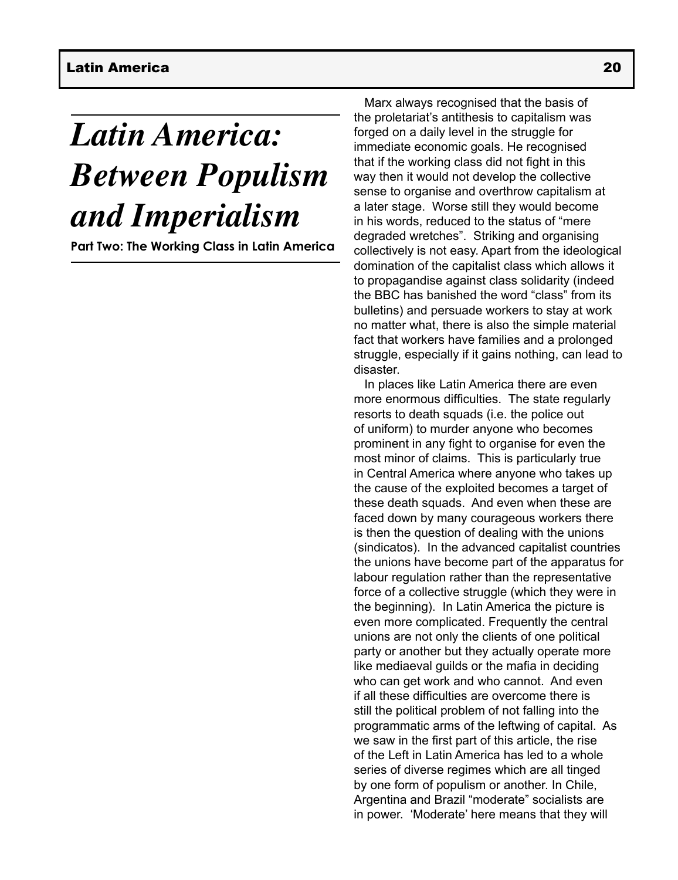# Latin America: Between Populism and Imperialism

**Part Two: The Working Class in Latin America**

Marx always recognised that the basis of the proletariat's antithesis to capitalism was forged on a daily level in the struggle for immediate economic goals. He recognised that if the working class did not fight in this way then it would not develop the collective sense to organise and overthrow capitalism at a later stage. Worse still they would become in his words, reduced to the status of "mere degraded wretches". Striking and organising collectively is not easy. Apart from the ideological domination of the capitalist class which allows it to propagandise against class solidarity (indeed the BBC has banished the word "class" from its bulletins) and persuade workers to stay at work no matter what, there is also the simple material fact that workers have families and a prolonged struggle, especially if it gains nothing, can lead to disaster.

In places like Latin America there are even more enormous difficulties. The state regularly resorts to death squads (i.e. the police out of uniform) to murder anyone who becomes prominent in any fight to organise for even the most minor of claims. This is particularly true in Central America where anyone who takes up the cause of the exploited becomes a target of these death squads. And even when these are faced down by many courageous workers there is then the question of dealing with the unions (sindicatos). In the advanced capitalist countries the unions have become part of the apparatus for labour regulation rather than the representative force of a collective struggle (which they were in the beginning). In Latin America the picture is even more complicated. Frequently the central unions are not only the clients of one political party or another but they actually operate more like mediaeval guilds or the mafia in deciding who can get work and who cannot. And even if all these difficulties are overcome there is still the political problem of not falling into the programmatic arms of the leftwing of capital. As we saw in the first part of this article, the rise of the Left in Latin America has led to a whole series of diverse regimes which are all tinged by one form of populism or another. In Chile, Argentina and Brazil "moderate" socialists are in power. 'Moderate' here means that they will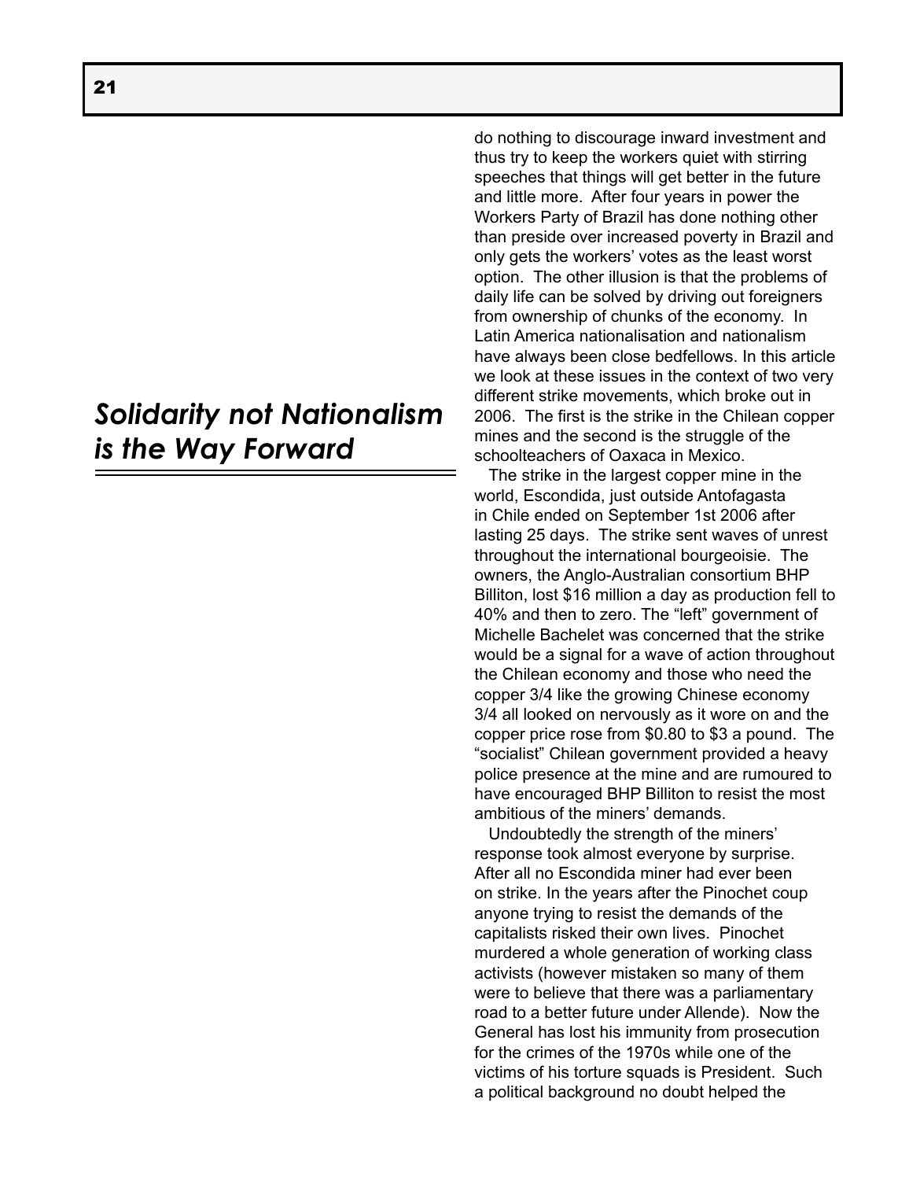# Solidarity not Nationalism is the Way Forward

do nothing to discourage inward investment and thus try to keep the workers quiet with stirring speeches that things will get better in the future and little more. After four years in power the Workers Party of Brazil has done nothing other than preside over increased poverty in Brazil and only gets the workers' votes as the least worst option. The other illusion is that the problems of daily life can be solved by driving out foreigners from ownership of chunks of the economy. In Latin America nationalisation and nationalism have always been close bedfellows. In this article we look at these issues in the context of two very different strike movements, which broke out in 2006. The first is the strike in the Chilean copper mines and the second is the struggle of the schoolteachers of Oaxaca in Mexico.

The strike in the largest copper mine in the world, Escondida, just outside Antofagasta in Chile ended on September 1st 2006 after lasting 25 days. The strike sent waves of unrest throughout the international bourgeoisie. The owners, the Anglo-Australian consortium BHP Billiton, lost $16 million a day as production fell to 40% and then to zero. The "left" government of Michelle Bachelet was concerned that the strike would be a signal for a wave of action throughout the Chilean economy and those who need the copper 3/4 like the growing Chinese economy 3/4 all looked on nervously as it wore on and the copper price rose from $0.80 to $3 a pound. The "socialist" Chilean government provided a heavy police presence at the mine and are rumoured to have encouraged BHP Billiton to resist the most ambitious of the miners' demands.

Undoubtedly the strength of the miners' response took almost everyone by surprise. After all no Escondida miner had ever been on strike. In the years after the Pinochet coup anyone trying to resist the demands of the capitalists risked their own lives. Pinochet murdered a whole generation of working class activists (however mistaken so many of them were to believe that there was a parliamentary road to a better future under Allende). Now the General has lost his immunity from prosecution for the crimes of the 1970s while one of the victims of his torture squads is President. Such a political background no doubt helped the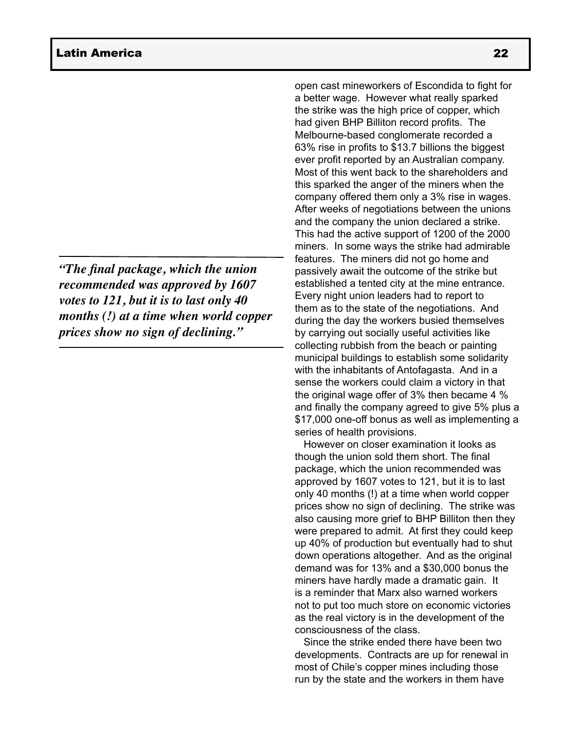open cast mineworkers of Escondida to fight for a better wage. However what really sparked the strike was the high price of copper, which had given BHP Billiton record profits. The Melbourne-based conglomerate recorded a 63% rise in profits to $13.7 billions the biggest ever profit reported by an Australian company. Most of this went back to the shareholders and this sparked the anger of the miners when the company offered them only a 3% rise in wages. After weeks of negotiations between the unions and the company the union declared a strike. This had the active support of 1200 of the 2000 miners. In some ways the strike had admirable features. The miners did not go home and passively await the outcome of the strike but established a tented city at the mine entrance. Every night union leaders had to report to them as to the state of the negotiations. And during the day the workers busied themselves by carrying out socially useful activities like collecting rubbish from the beach or painting municipal buildings to establish some solidarity with the inhabitants of Antofagasta. And in a sense the workers could claim a victory in that the original wage offer of 3% then became 4 % and finally the company agreed to give 5% plus a $17,000 one-off bonus as well as implementing a series of health provisions.

***"The final package, which the union recommended was approved by 1607 votes to 121, but it is to last only 40 months (!) at a time when world copper prices show no sign of declining."***

However on closer examination it looks as though the union sold them short. The final package, which the union recommended was approved by 1607 votes to 121, but it is to last only 40 months (!) at a time when world copper prices show no sign of declining. The strike was also causing more grief to BHP Billiton then they were prepared to admit. At first they could keep up 40% of production but eventually had to shut down operations altogether. And as the original demand was for 13% and a $30,000 bonus the miners have hardly made a dramatic gain. It is a reminder that Marx also warned workers not to put too much store on economic victories as the real victory is in the development of the consciousness of the class.

Since the strike ended there have been two developments. Contracts are up for renewal in most of Chile's copper mines including those run by the state and the workers in them have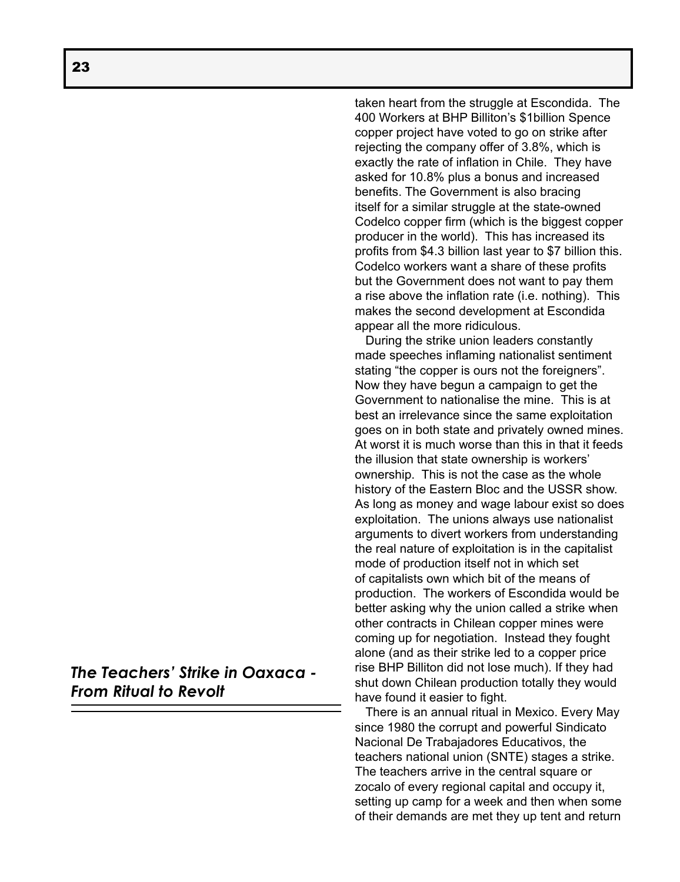taken heart from the struggle at Escondida. The 400 Workers at BHP Billiton's $1billion Spence copper project have voted to go on strike after rejecting the company offer of 3.8%, which is exactly the rate of inflation in Chile. They have asked for 10.8% plus a bonus and increased benefits. The Government is also bracing itself for a similar struggle at the state-owned Codelco copper firm (which is the biggest copper producer in the world). This has increased its profits from $4.3 billion last year to $7 billion this. Codelco workers want a share of these profits but the Government does not want to pay them a rise above the inflation rate (i.e. nothing). This makes the second development at Escondida appear all the more ridiculous.

During the strike union leaders constantly made speeches inflaming nationalist sentiment stating "the copper is ours not the foreigners". Now they have begun a campaign to get the Government to nationalise the mine. This is at best an irrelevance since the same exploitation goes on in both state and privately owned mines. At worst it is much worse than this in that it feeds the illusion that state ownership is workers' ownership. This is not the case as the whole history of the Eastern Bloc and the USSR show. As long as money and wage labour exist so does exploitation. The unions always use nationalist arguments to divert workers from understanding the real nature of exploitation is in the capitalist mode of production itself not in which set of capitalists own which bit of the means of production. The workers of Escondida would be better asking why the union called a strike when other contracts in Chilean copper mines were coming up for negotiation. Instead they fought alone (and as their strike led to a copper price rise BHP Billiton did not lose much). If they had shut down Chilean production totally they would have found it easier to fight.

## *The Teachers' Strike in Oaxaca - From Ritual to Revolt*

There is an annual ritual in Mexico. Every May since 1980 the corrupt and powerful Sindicato Nacional De Trabajadores Educativos, the teachers national union (SNTE) stages a strike. The teachers arrive in the central square or zocalo of every regional capital and occupy it, setting up camp for a week and then when some of their demands are met they up tent and return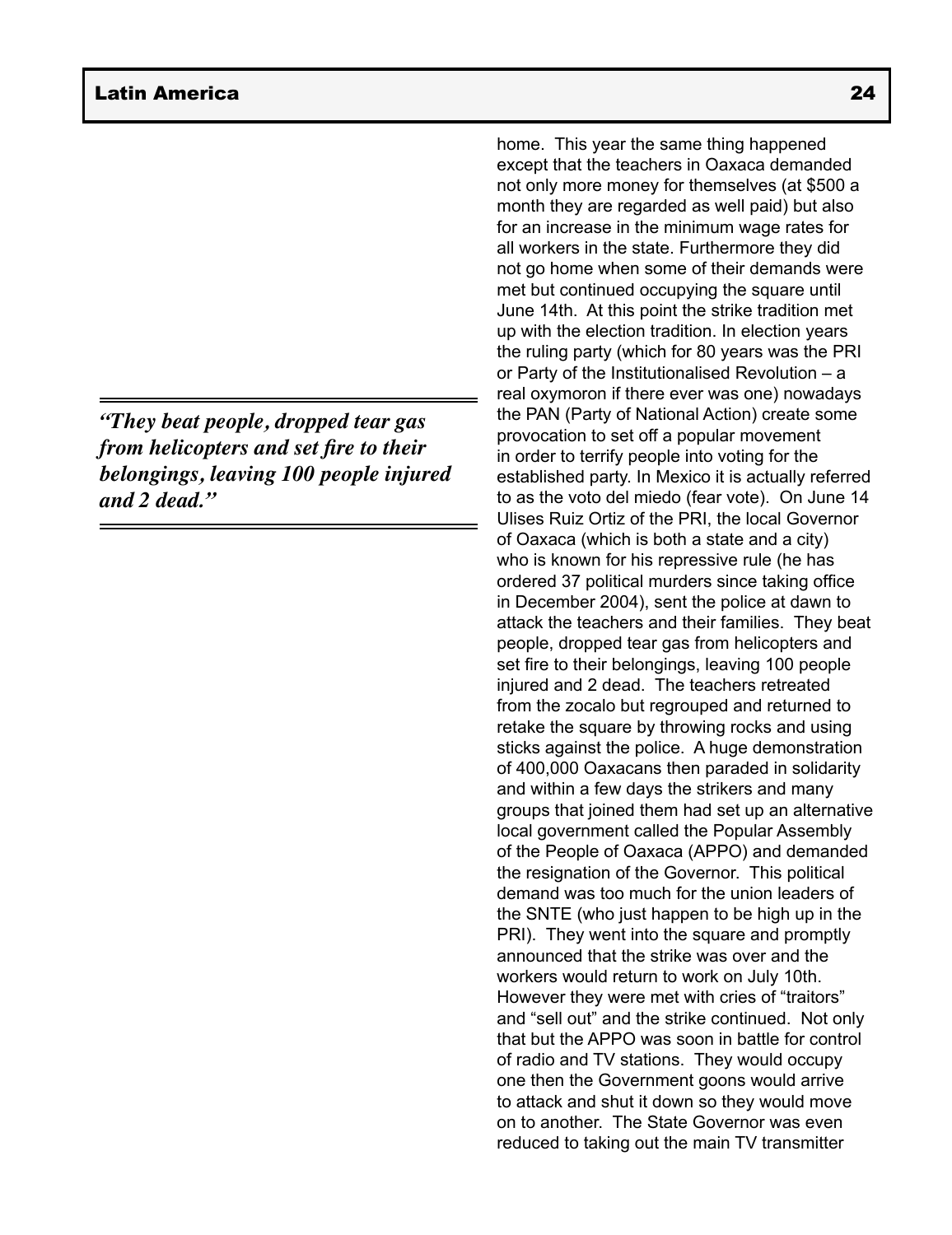home. This year the same thing happened except that the teachers in Oaxaca demanded not only more money for themselves (at $500 a month they are regarded as well paid) but also for an increase in the minimum wage rates for all workers in the state. Furthermore they did not go home when some of their demands were met but continued occupying the square until June 14th. At this point the strike tradition met up with the election tradition. In election years the ruling party (which for 80 years was the PRI or Party of the Institutionalised Revolution – a real oxymoron if there ever was one) nowadays the PAN (Party of National Action) create some provocation to set off a popular movement in order to terrify people into voting for the established party. In Mexico it is actually referred to as the voto del miedo (fear vote). On June 14 Ulises Ruiz Ortiz of the PRI, the local Governor of Oaxaca (which is both a state and a city) who is known for his repressive rule (he has ordered 37 political murders since taking office in December 2004), sent the police at dawn to attack the teachers and their families. They beat people, dropped tear gas from helicopters and set fire to their belongings, leaving 100 people injured and 2 dead. The teachers retreated from the zocalo but regrouped and returned to retake the square by throwing rocks and using sticks against the police. A huge demonstration of 400,000 Oaxacans then paraded in solidarity and within a few days the strikers and many groups that joined them had set up an alternative local government called the Popular Assembly of the People of Oaxaca (APPO) and demanded the resignation of the Governor. This political demand was too much for the union leaders of the SNTE (who just happen to be high up in the PRI). They went into the square and promptly announced that the strike was over and the workers would return to work on July 10th. However they were met with cries of "traitors" and "sell out" and the strike continued. Not only that but the APPO was soon in battle for control of radio and TV stations. They would occupy one then the Government goons would arrive to attack and shut it down so they would move on to another. The State Governor was even reduced to taking out the main TV transmitter

> ***"They beat people, dropped tear gas from helicopters and set fire to their belongings, leaving 100 people injured and 2 dead."***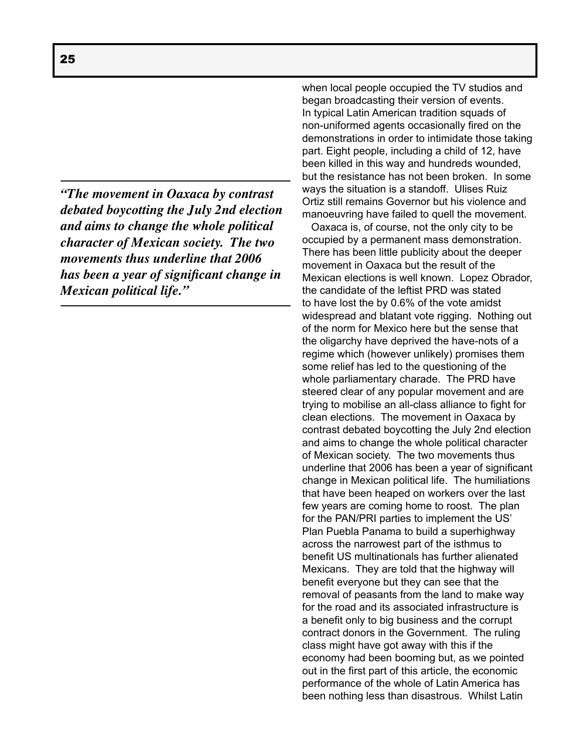*"The movement in Oaxaca by contrast debated boycotting the July 2nd election and aims to change the whole political character of Mexican society. The two movements thus underline that 2006 has been a year of significant change in Mexican political life."*

when local people occupied the TV studios and began broadcasting their version of events. In typical Latin American tradition squads of non-uniformed agents occasionally fired on the demonstrations in order to intimidate those taking part. Eight people, including a child of 12, have been killed in this way and hundreds wounded, but the resistance has not been broken. In some ways the situation is a standoff. Ulises Ruiz Ortiz still remains Governor but his violence and manoeuvring have failed to quell the movement.

Oaxaca is, of course, not the only city to be occupied by a permanent mass demonstration. There has been little publicity about the deeper movement in Oaxaca but the result of the Mexican elections is well known. Lopez Obrador, the candidate of the leftist PRD was stated to have lost the by 0.6% of the vote amidst widespread and blatant vote rigging. Nothing out of the norm for Mexico here but the sense that the oligarchy have deprived the have-nots of a regime which (however unlikely) promises them some relief has led to the questioning of the whole parliamentary charade. The PRD have steered clear of any popular movement and are trying to mobilise an all-class alliance to fight for clean elections. The movement in Oaxaca by contrast debated boycotting the July 2nd election and aims to change the whole political character of Mexican society. The two movements thus underline that 2006 has been a year of significant change in Mexican political life. The humiliations that have been heaped on workers over the last few years are coming home to roost. The plan for the PAN/PRI parties to implement the US' Plan Puebla Panama to build a superhighway across the narrowest part of the isthmus to benefit US multinationals has further alienated Mexicans. They are told that the highway will benefit everyone but they can see that the removal of peasants from the land to make way for the road and its associated infrastructure is a benefit only to big business and the corrupt contract donors in the Government. The ruling class might have got away with this if the economy had been booming but, as we pointed out in the first part of this article, the economic performance of the whole of Latin America has been nothing less than disastrous. Whilst Latin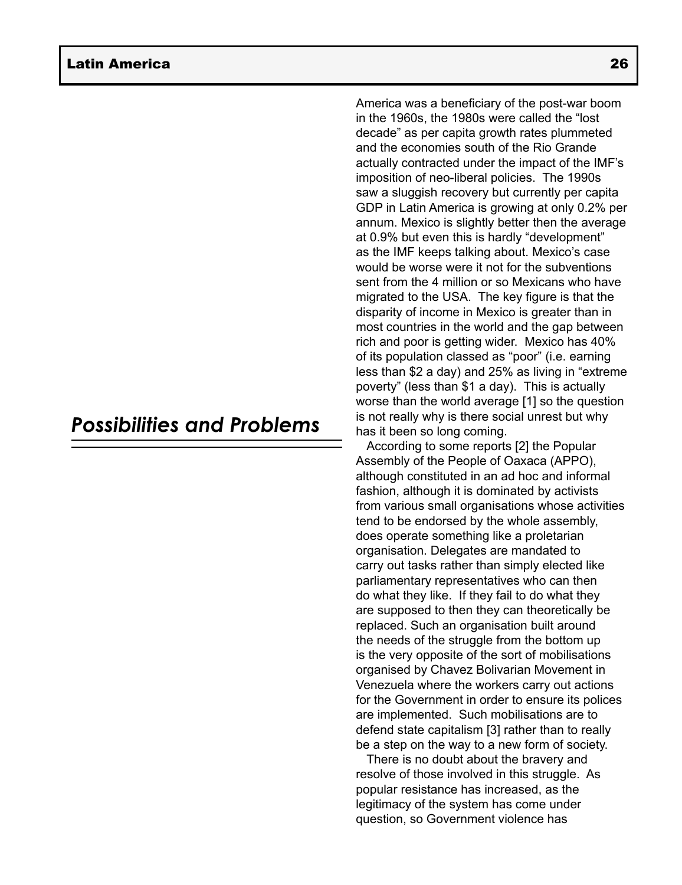America was a beneficiary of the post-war boom in the 1960s, the 1980s were called the "lost decade" as per capita growth rates plummeted and the economies south of the Rio Grande actually contracted under the impact of the IMF's imposition of neo-liberal policies. The 1990s saw a sluggish recovery but currently per capita GDP in Latin America is growing at only 0.2% per annum. Mexico is slightly better then the average at 0.9% but even this is hardly "development" as the IMF keeps talking about. Mexico's case would be worse were it not for the subventions sent from the 4 million or so Mexicans who have migrated to the USA. The key figure is that the disparity of income in Mexico is greater than in most countries in the world and the gap between rich and poor is getting wider. Mexico has 40% of its population classed as "poor" (i.e. earning less than $2 a day) and 25% as living in "extreme poverty" (less than $1 a day). This is actually worse than the world average [1] so the question is not really why is there social unrest but why has it been so long coming.

## *Possibilities and Problems*

According to some reports [2] the Popular Assembly of the People of Oaxaca (APPO), although constituted in an ad hoc and informal fashion, although it is dominated by activists from various small organisations whose activities tend to be endorsed by the whole assembly, does operate something like a proletarian organisation. Delegates are mandated to carry out tasks rather than simply elected like parliamentary representatives who can then do what they like. If they fail to do what they are supposed to then they can theoretically be replaced. Such an organisation built around the needs of the struggle from the bottom up is the very opposite of the sort of mobilisations organised by Chavez Bolivarian Movement in Venezuela where the workers carry out actions for the Government in order to ensure its polices are implemented. Such mobilisations are to defend state capitalism [3] rather than to really be a step on the way to a new form of society.

There is no doubt about the bravery and resolve of those involved in this struggle. As popular resistance has increased, as the legitimacy of the system has come under question, so Government violence has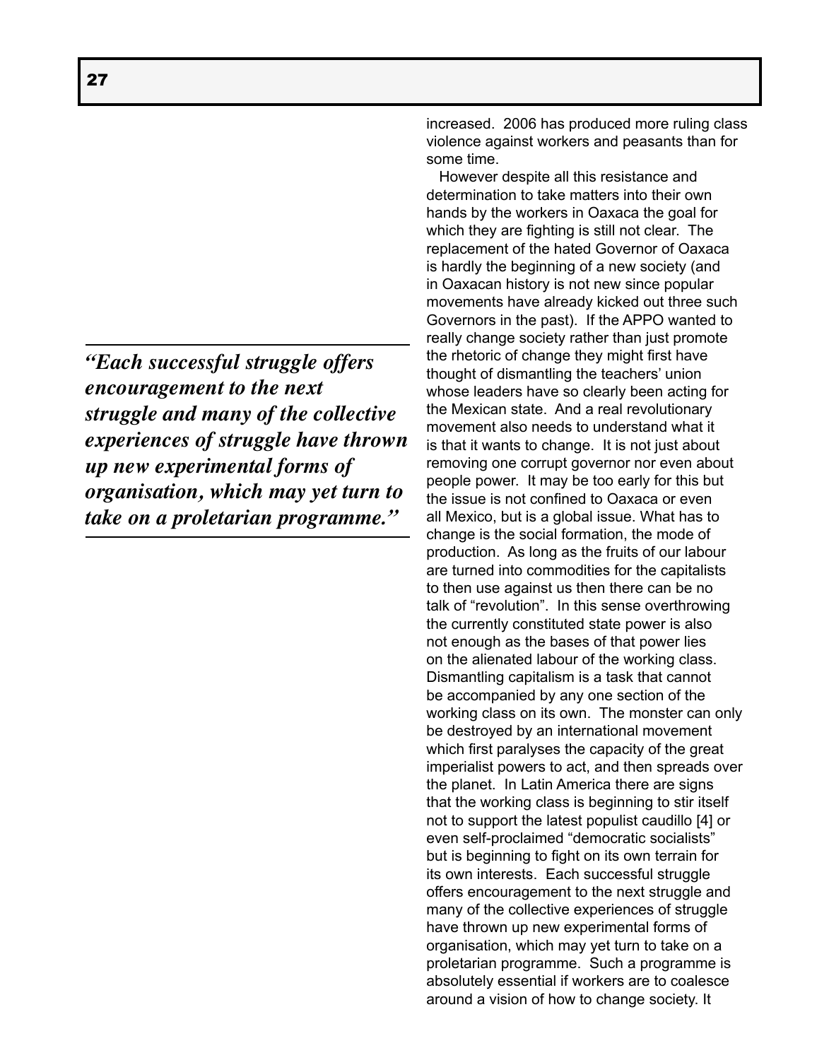increased. 2006 has produced more ruling class violence against workers and peasants than for some time.

However despite all this resistance and determination to take matters into their own hands by the workers in Oaxaca the goal for which they are fighting is still not clear. The replacement of the hated Governor of Oaxaca is hardly the beginning of a new society (and in Oaxacan history is not new since popular movements have already kicked out three such Governors in the past). If the APPO wanted to really change society rather than just promote the rhetoric of change they might first have thought of dismantling the teachers' union whose leaders have so clearly been acting for the Mexican state. And a real revolutionary movement also needs to understand what it is that it wants to change. It is not just about removing one corrupt governor nor even about people power. It may be too early for this but the issue is not confined to Oaxaca or even all Mexico, but is a global issue. What has to change is the social formation, the mode of production. As long as the fruits of our labour are turned into commodities for the capitalists to then use against us then there can be no talk of "revolution". In this sense overthrowing the currently constituted state power is also not enough as the bases of that power lies on the alienated labour of the working class. Dismantling capitalism is a task that cannot be accompanied by any one section of the working class on its own. The monster can only be destroyed by an international movement which first paralyses the capacity of the great imperialist powers to act, and then spreads over the planet. In Latin America there are signs that the working class is beginning to stir itself not to support the latest populist caudillo [4] or even self-proclaimed "democratic socialists" but is beginning to fight on its own terrain for its own interests. Each successful struggle offers encouragement to the next struggle and many of the collective experiences of struggle have thrown up new experimental forms of organisation, which may yet turn to take on a proletarian programme. Such a programme is absolutely essential if workers are to coalesce around a vision of how to change society. It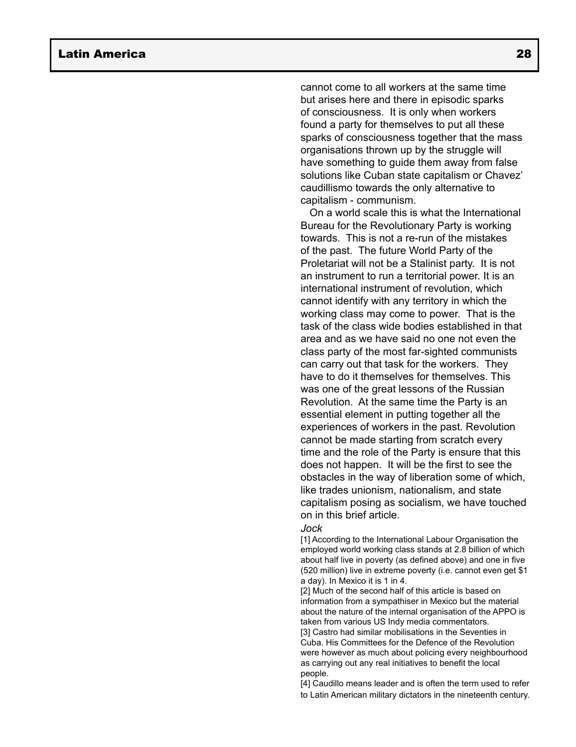cannot come to all workers at the same time but arises here and there in episodic sparks of consciousness. It is only when workers found a party for themselves to put all these sparks of consciousness together that the mass organisations thrown up by the struggle will have something to guide them away from false solutions like Cuban state capitalism or Chavez' caudillismo towards the only alternative to capitalism - communism.

On a world scale this is what the International Bureau for the Revolutionary Party is working towards. This is not a re-run of the mistakes of the past. The future World Party of the Proletariat will not be a Stalinist party. It is not an instrument to run a territorial power. It is an international instrument of revolution, which cannot identify with any territory in which the working class may come to power. That is the task of the class wide bodies established in that area and as we have said no one not even the class party of the most far-sighted communists can carry out that task for the workers. They have to do it themselves for themselves. This was one of the great lessons of the Russian Revolution. At the same time the Party is an essential element in putting together all the experiences of workers in the past. Revolution cannot be made starting from scratch every time and the role of the Party is ensure that this does not happen. It will be the first to see the obstacles in the way of liberation some of which, like trades unionism, nationalism, and state capitalism posing as socialism, we have touched on in this brief article.

*Jock*

[1] According to the International Labour Organisation the employed world working class stands at 2.8 billion of which about half live in poverty (as defined above) and one in five (520 million) live in extreme poverty (i.e. cannot even get $1 a day). In Mexico it is 1 in 4.

[2] Much of the second half of this article is based on information from a sympathiser in Mexico but the material about the nature of the internal organisation of the APPO is taken from various US Indy media commentators.

[3] Castro had similar mobilisations in the Seventies in Cuba. His Committees for the Defence of the Revolution were however as much about policing every neighbourhood as carrying out any real initiatives to benefit the local people.

[4] Caudillo means leader and is often the term used to refer to Latin American military dictators in the nineteenth century.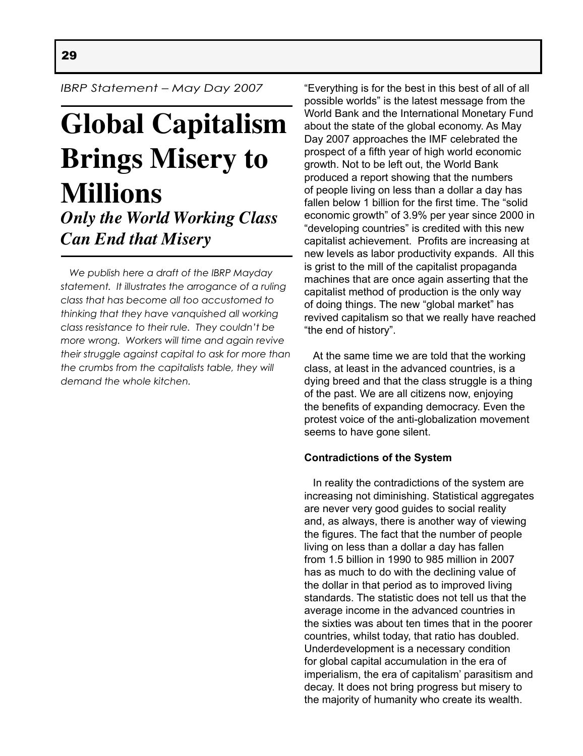*IBRP Statement – May Day 2007*

# Global Capitalism Brings Misery to Millions

## *Only the World Working Class Can End that Misery*

*We publish here a draft of the IBRP Mayday statement. It illustrates the arrogance of a ruling class that has become all too accustomed to thinking that they have vanquished all working class resistance to their rule. They couldn't be more wrong. Workers will time and again revive their struggle against capital to ask for more than the crumbs from the capitalists table, they will demand the whole kitchen.*

"Everything is for the best in this best of all of all possible worlds" is the latest message from the World Bank and the International Monetary Fund about the state of the global economy. As May Day 2007 approaches the IMF celebrated the prospect of a fifth year of high world economic growth. Not to be left out, the World Bank produced a report showing that the numbers of people living on less than a dollar a day has fallen below 1 billion for the first time. The "solid economic growth" of 3.9% per year since 2000 in "developing countries" is credited with this new capitalist achievement. Profits are increasing at new levels as labor productivity expands. All this is grist to the mill of the capitalist propaganda machines that are once again asserting that the capitalist method of production is the only way of doing things. The new "global market" has revived capitalism so that we really have reached "the end of history".

At the same time we are told that the working class, at least in the advanced countries, is a dying breed and that the class struggle is a thing of the past. We are all citizens now, enjoying the benefits of expanding democracy. Even the protest voice of the anti-globalization movement seems to have gone silent.

**Contradictions of the System**

In reality the contradictions of the system are increasing not diminishing. Statistical aggregates are never very good guides to social reality and, as always, there is another way of viewing the figures. The fact that the number of people living on less than a dollar a day has fallen from 1.5 billion in 1990 to 985 million in 2007 has as much to do with the declining value of the dollar in that period as to improved living standards. The statistic does not tell us that the average income in the advanced countries in the sixties was about ten times that in the poorer countries, whilst today, that ratio has doubled. Underdevelopment is a necessary condition for global capital accumulation in the era of imperialism, the era of capitalism' parasitism and decay. It does not bring progress but misery to the majority of humanity who create its wealth.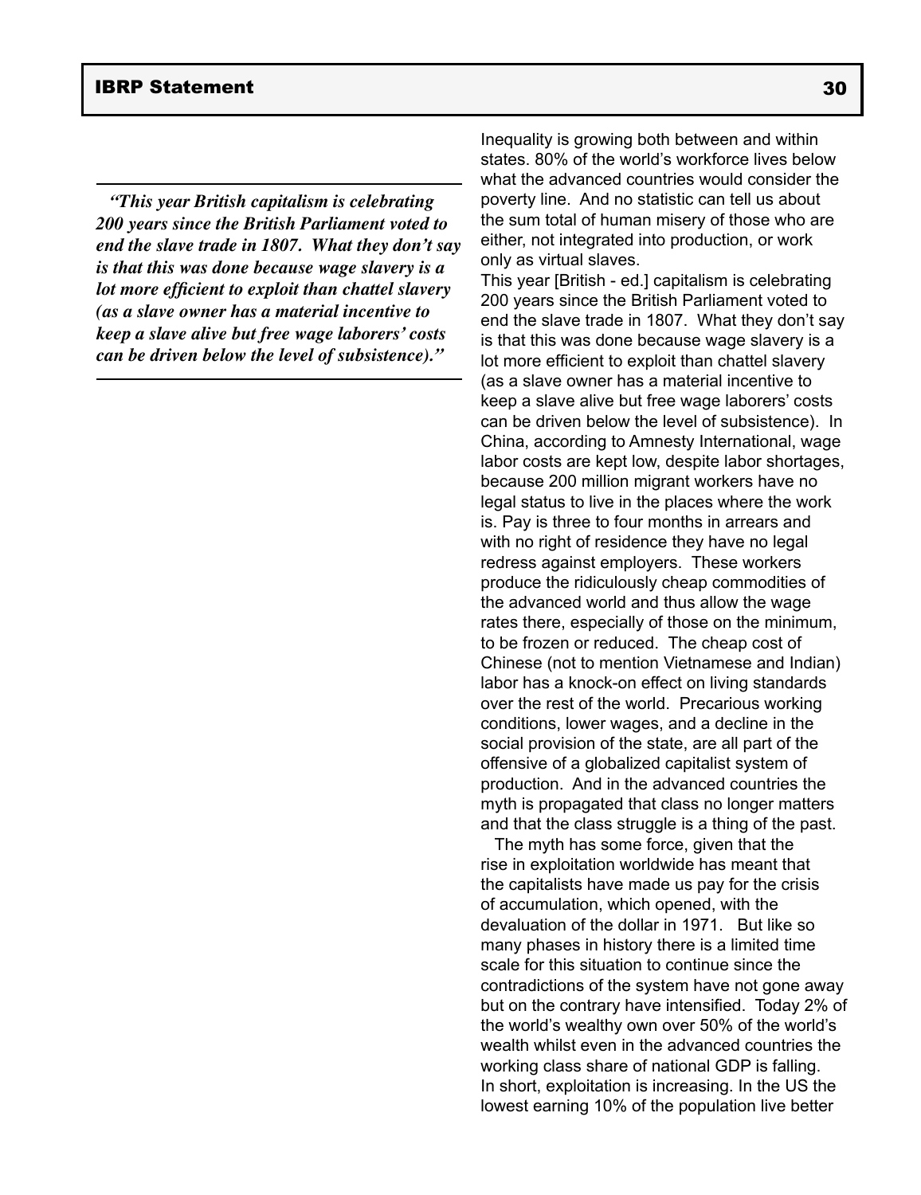*“This year British capitalism is celebrating 200 years since the British Parliament voted to end the slave trade in 1807. What they don’t say is that this was done because wage slavery is a lot more efficient to exploit than chattel slavery (as a slave owner has a material incentive to keep a slave alive but free wage laborers’ costs can be driven below the level of subsistence).”*

Inequality is growing both between and within states. 80% of the world’s workforce lives below what the advanced countries would consider the poverty line. And no statistic can tell us about the sum total of human misery of those who are either, not integrated into production, or work only as virtual slaves.

This year [British - ed.] capitalism is celebrating 200 years since the British Parliament voted to end the slave trade in 1807. What they don’t say is that this was done because wage slavery is a lot more efficient to exploit than chattel slavery (as a slave owner has a material incentive to keep a slave alive but free wage laborers’ costs can be driven below the level of subsistence). In China, according to Amnesty International, wage labor costs are kept low, despite labor shortages, because 200 million migrant workers have no legal status to live in the places where the work is. Pay is three to four months in arrears and with no right of residence they have no legal redress against employers. These workers produce the ridiculously cheap commodities of the advanced world and thus allow the wage rates there, especially of those on the minimum, to be frozen or reduced. The cheap cost of Chinese (not to mention Vietnamese and Indian) labor has a knock-on effect on living standards over the rest of the world. Precarious working conditions, lower wages, and a decline in the social provision of the state, are all part of the offensive of a globalized capitalist system of production. And in the advanced countries the myth is propagated that class no longer matters and that the class struggle is a thing of the past.

The myth has some force, given that the rise in exploitation worldwide has meant that the capitalists have made us pay for the crisis of accumulation, which opened, with the devaluation of the dollar in 1971. But like so many phases in history there is a limited time scale for this situation to continue since the contradictions of the system have not gone away but on the contrary have intensified. Today 2% of the world’s wealthy own over 50% of the world’s wealth whilst even in the advanced countries the working class share of national GDP is falling. In short, exploitation is increasing. In the US the lowest earning 10% of the population live better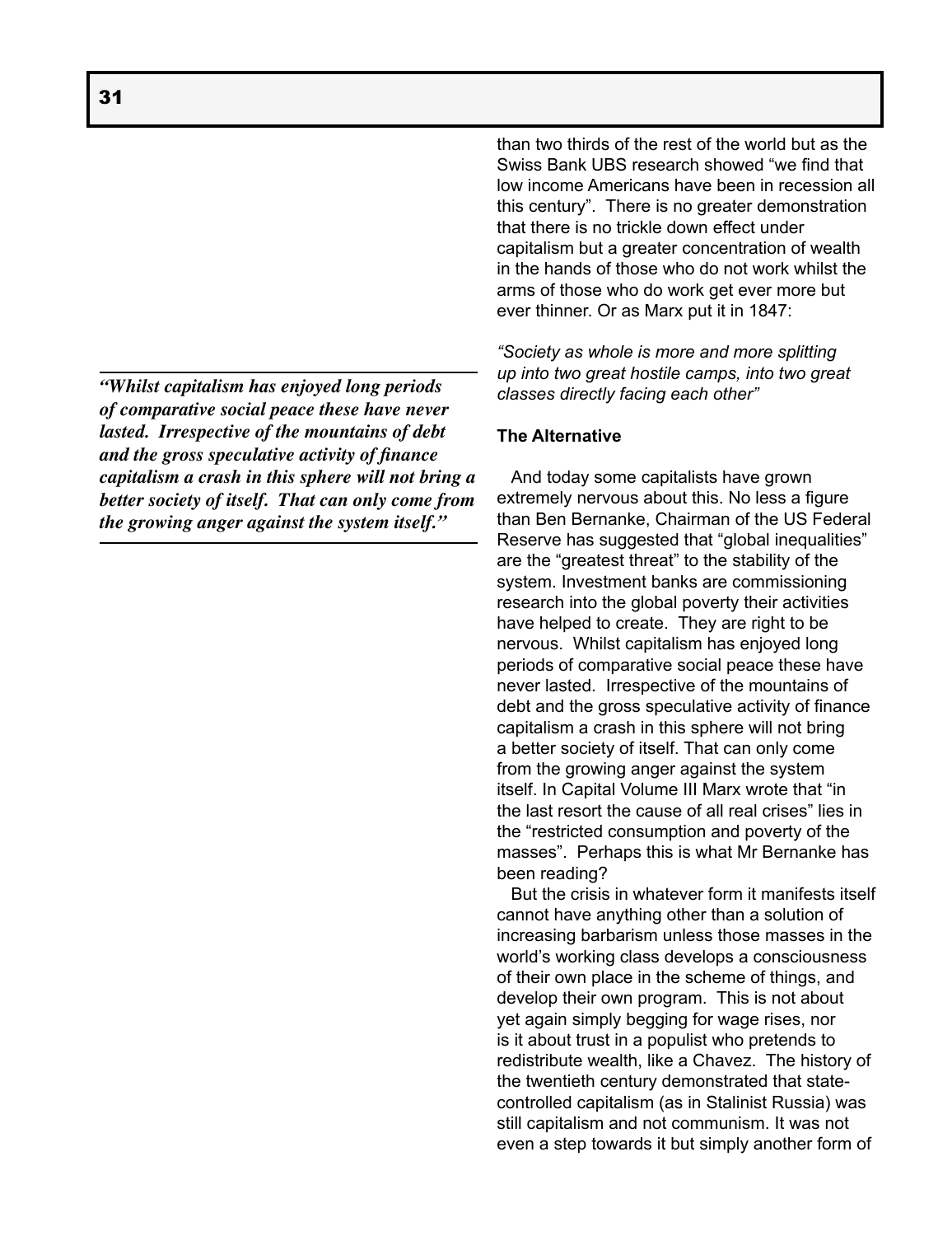than two thirds of the rest of the world but as the Swiss Bank UBS research showed "we find that low income Americans have been in recession all this century". There is no greater demonstration that there is no trickle down effect under capitalism but a greater concentration of wealth in the hands of those who do not work whilst the arms of those who do work get ever more but ever thinner. Or as Marx put it in 1847:

*"Society as whole is more and more splitting up into two great hostile camps, into two great classes directly facing each other"*

**The Alternative**

And today some capitalists have grown extremely nervous about this. No less a figure than Ben Bernanke, Chairman of the US Federal Reserve has suggested that "global inequalities" are the "greatest threat" to the stability of the system. Investment banks are commissioning research into the global poverty their activities have helped to create. They are right to be nervous. Whilst capitalism has enjoyed long periods of comparative social peace these have never lasted. Irrespective of the mountains of debt and the gross speculative activity of finance capitalism a crash in this sphere will not bring a better society of itself. That can only come from the growing anger against the system itself. In Capital Volume III Marx wrote that "in the last resort the cause of all real crises" lies in the "restricted consumption and poverty of the masses". Perhaps this is what Mr Bernanke has been reading?

But the crisis in whatever form it manifests itself cannot have anything other than a solution of increasing barbarism unless those masses in the world's working class develops a consciousness of their own place in the scheme of things, and develop their own program. This is not about yet again simply begging for wage rises, nor is it about trust in a populist who pretends to redistribute wealth, like a Chavez. The history of the twentieth century demonstrated that state-controlled capitalism (as in Stalinist Russia) was still capitalism and not communism. It was not even a step towards it but simply another form of

> ***"Whilst capitalism has enjoyed long periods of comparative social peace these have never lasted. Irrespective of the mountains of debt and the gross speculative activity of finance capitalism a crash in this sphere will not bring a better society of itself. That can only come from the growing anger against the system itself."***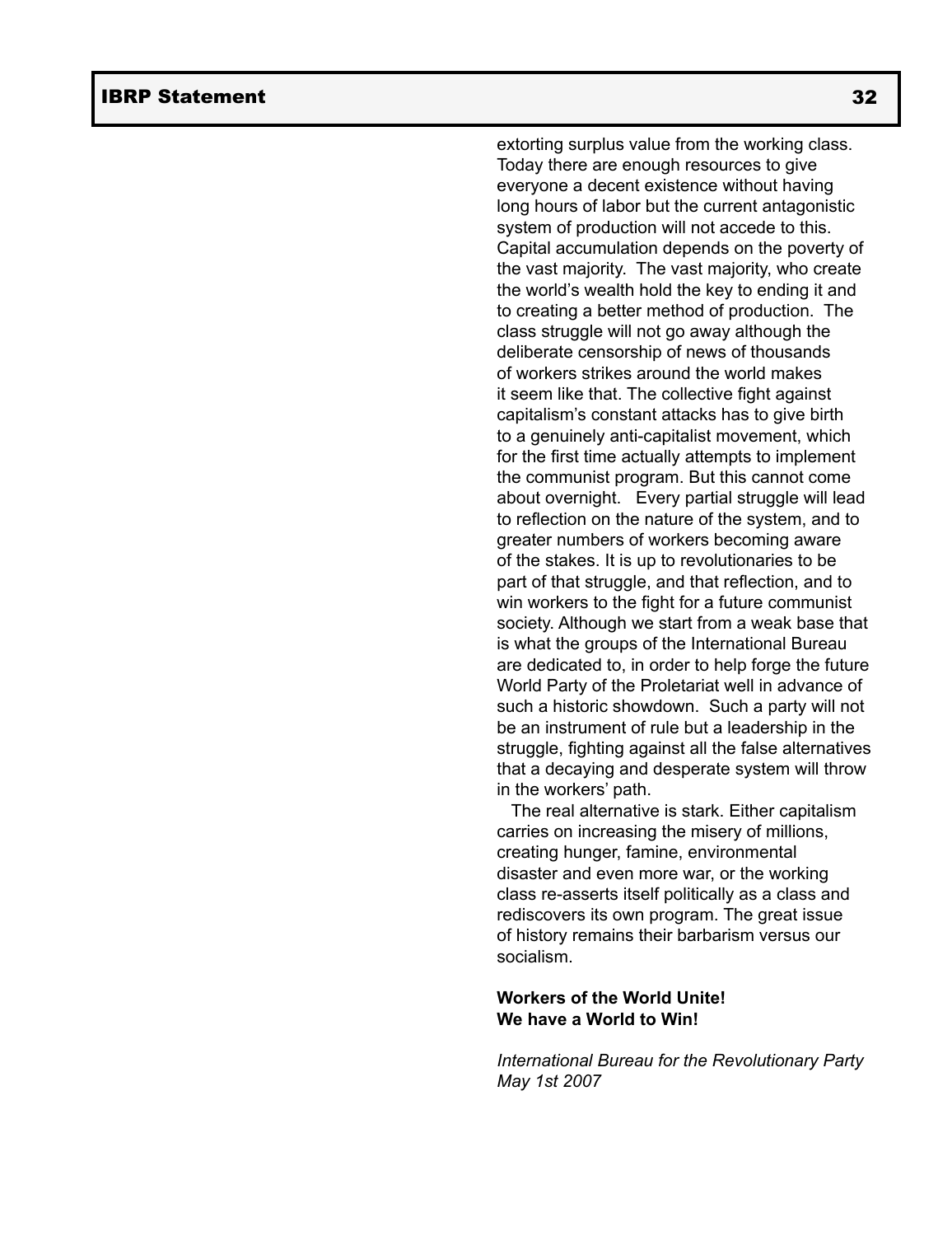extorting surplus value from the working class. Today there are enough resources to give everyone a decent existence without having long hours of labor but the current antagonistic system of production will not accede to this. Capital accumulation depends on the poverty of the vast majority. The vast majority, who create the world's wealth hold the key to ending it and to creating a better method of production. The class struggle will not go away although the deliberate censorship of news of thousands of workers strikes around the world makes it seem like that. The collective fight against capitalism's constant attacks has to give birth to a genuinely anti-capitalist movement, which for the first time actually attempts to implement the communist program. But this cannot come about overnight. Every partial struggle will lead to reflection on the nature of the system, and to greater numbers of workers becoming aware of the stakes. It is up to revolutionaries to be part of that struggle, and that reflection, and to win workers to the fight for a future communist society. Although we start from a weak base that is what the groups of the International Bureau are dedicated to, in order to help forge the future World Party of the Proletariat well in advance of such a historic showdown. Such a party will not be an instrument of rule but a leadership in the struggle, fighting against all the false alternatives that a decaying and desperate system will throw in the workers' path.

The real alternative is stark. Either capitalism carries on increasing the misery of millions, creating hunger, famine, environmental disaster and even more war, or the working class re-asserts itself politically as a class and rediscovers its own program. The great issue of history remains their barbarism versus our socialism.

**Workers of the World Unite!**
**We have a World to Win!**

*International Bureau for the Revolutionary Party*
*May 1st 2007*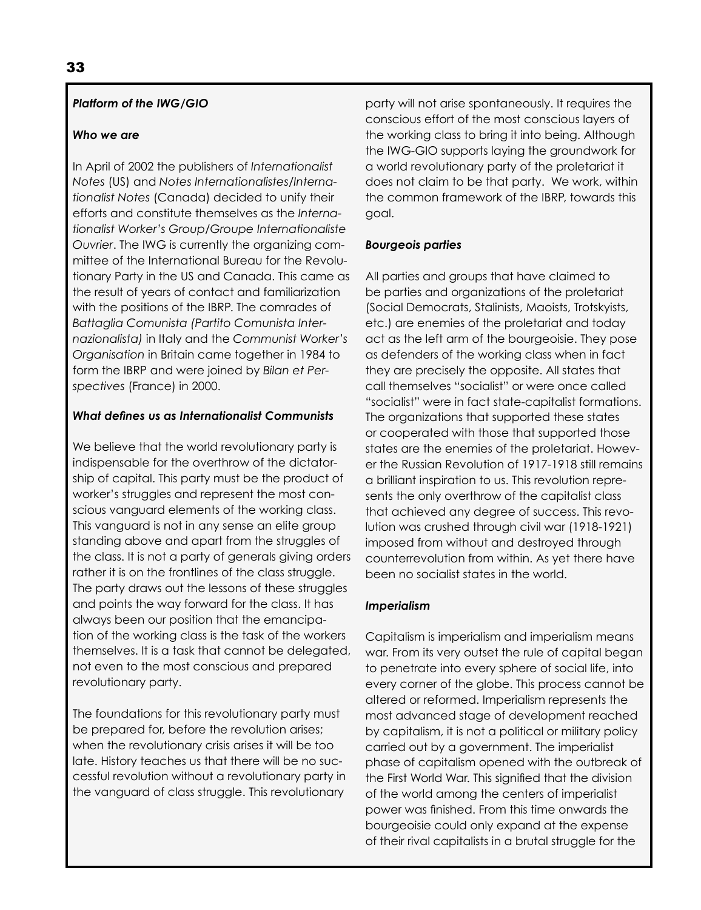### *Platform of the IWG/GIO*

#### *Who we are*

In April of 2002 the publishers of *Internationalist Notes* (US) and *Notes Internationalistes/Internationalist Notes* (Canada) decided to unify their efforts and constitute themselves as the *Internationalist Worker's Group/Groupe Internationaliste Ouvrier*. The IWG is currently the organizing committee of the International Bureau for the Revolutionary Party in the US and Canada. This came as the result of years of contact and familiarization with the positions of the IBRP. The comrades of *Battaglia Comunista (Partito Comunista Internazionalista)* in Italy and the *Communist Worker's Organisation* in Britain came together in 1984 to form the IBRP and were joined by *Bilan et Perspectives* (France) in 2000.

#### *What defines us as Internationalist Communists*

We believe that the world revolutionary party is indispensable for the overthrow of the dictatorship of capital. This party must be the product of worker's struggles and represent the most conscious vanguard elements of the working class. This vanguard is not in any sense an elite group standing above and apart from the struggles of the class. It is not a party of generals giving orders rather it is on the frontlines of the class struggle. The party draws out the lessons of these struggles and points the way forward for the class. It has always been our position that the emancipation of the working class is the task of the workers themselves. It is a task that cannot be delegated, not even to the most conscious and prepared revolutionary party.

The foundations for this revolutionary party must be prepared for, before the revolution arises; when the revolutionary crisis arises it will be too late. History teaches us that there will be no successful revolution without a revolutionary party in the vanguard of class struggle. This revolutionary party will not arise spontaneously. It requires the conscious effort of the most conscious layers of the working class to bring it into being. Although the IWG-GIO supports laying the groundwork for a world revolutionary party of the proletariat it does not claim to be that party. We work, within the common framework of the IBRP, towards this goal.

#### *Bourgeois parties*

All parties and groups that have claimed to be parties and organizations of the proletariat (Social Democrats, Stalinists, Maoists, Trotskyists, etc.) are enemies of the proletariat and today act as the left arm of the bourgeoisie. They pose as defenders of the working class when in fact they are precisely the opposite. All states that call themselves "socialist" or were once called "socialist" were in fact state-capitalist formations. The organizations that supported these states or cooperated with those that supported those states are the enemies of the proletariat. However the Russian Revolution of 1917-1918 still remains a brilliant inspiration to us. This revolution represents the only overthrow of the capitalist class that achieved any degree of success. This revolution was crushed through civil war (1918-1921) imposed from without and destroyed through counterrevolution from within. As yet there have been no socialist states in the world.

#### *Imperialism*

Capitalism is imperialism and imperialism means war. From its very outset the rule of capital began to penetrate into every sphere of social life, into every corner of the globe. This process cannot be altered or reformed. Imperialism represents the most advanced stage of development reached by capitalism, it is not a political or military policy carried out by a government. The imperialist phase of capitalism opened with the outbreak of the First World War. This signified that the division of the world among the centers of imperialist power was finished. From this time onwards the bourgeoisie could only expand at the expense of their rival capitalists in a brutal struggle for the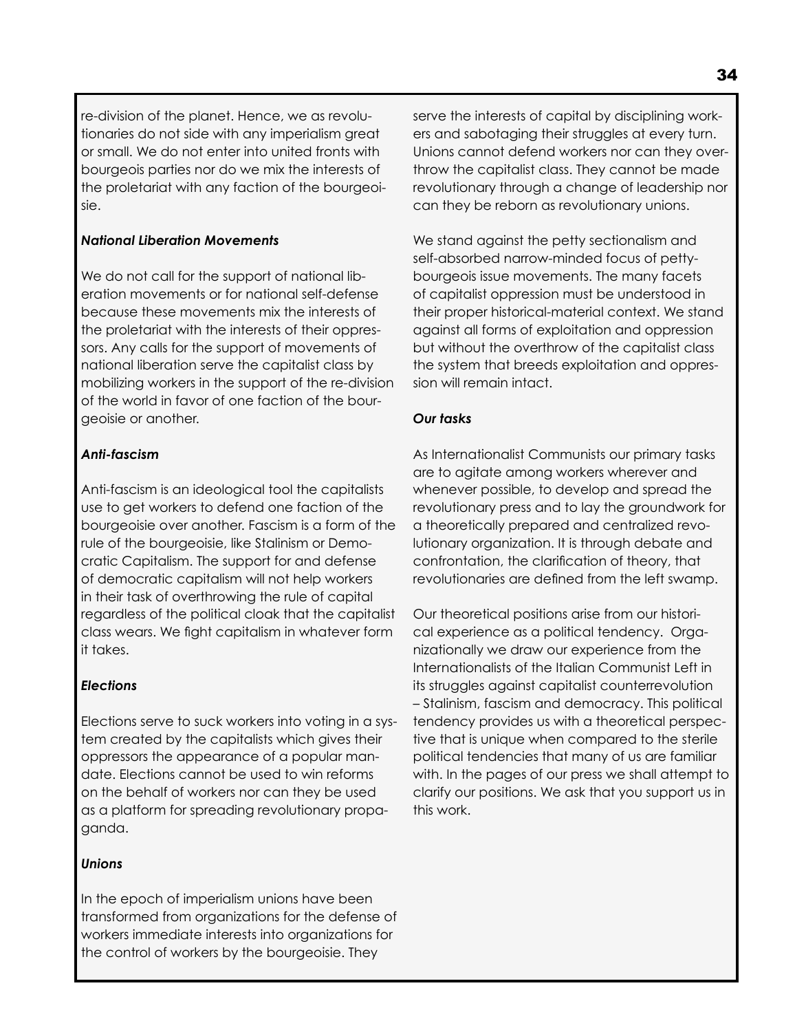re-division of the planet. Hence, we as revolutionaries do not side with any imperialism great or small. We do not enter into united fronts with bourgeois parties nor do we mix the interests of the proletariat with any faction of the bourgeoisie.

***National Liberation Movements***

We do not call for the support of national liberation movements or for national self-defense because these movements mix the interests of the proletariat with the interests of their oppressors. Any calls for the support of movements of national liberation serve the capitalist class by mobilizing workers in the support of the re-division of the world in favor of one faction of the bourgeoisie or another.

***Anti-fascism***

Anti-fascism is an ideological tool the capitalists use to get workers to defend one faction of the bourgeoisie over another. Fascism is a form of the rule of the bourgeoisie, like Stalinism or Democratic Capitalism. The support for and defense of democratic capitalism will not help workers in their task of overthrowing the rule of capital regardless of the political cloak that the capitalist class wears. We fight capitalism in whatever form it takes.

***Elections***

Elections serve to suck workers into voting in a system created by the capitalists which gives their oppressors the appearance of a popular mandate. Elections cannot be used to win reforms on the behalf of workers nor can they be used as a platform for spreading revolutionary propaganda.

***Unions***

In the epoch of imperialism unions have been transformed from organizations for the defense of workers immediate interests into organizations for the control of workers by the bourgeoisie. They serve the interests of capital by disciplining workers and sabotaging their struggles at every turn. Unions cannot defend workers nor can they overthrow the capitalist class. They cannot be made revolutionary through a change of leadership nor can they be reborn as revolutionary unions.

We stand against the petty sectionalism and self-absorbed narrow-minded focus of petty-bourgeois issue movements. The many facets of capitalist oppression must be understood in their proper historical-material context. We stand against all forms of exploitation and oppression but without the overthrow of the capitalist class the system that breeds exploitation and oppression will remain intact.

***Our tasks***

As Internationalist Communists our primary tasks are to agitate among workers wherever and whenever possible, to develop and spread the revolutionary press and to lay the groundwork for a theoretically prepared and centralized revolutionary organization. It is through debate and confrontation, the clarification of theory, that revolutionaries are defined from the left swamp.

Our theoretical positions arise from our historical experience as a political tendency. Organizationally we draw our experience from the Internationalists of the Italian Communist Left in its struggles against capitalist counterrevolution – Stalinism, fascism and democracy. This political tendency provides us with a theoretical perspective that is unique when compared to the sterile political tendencies that many of us are familiar with. In the pages of our press we shall attempt to clarify our positions. We ask that you support us in this work.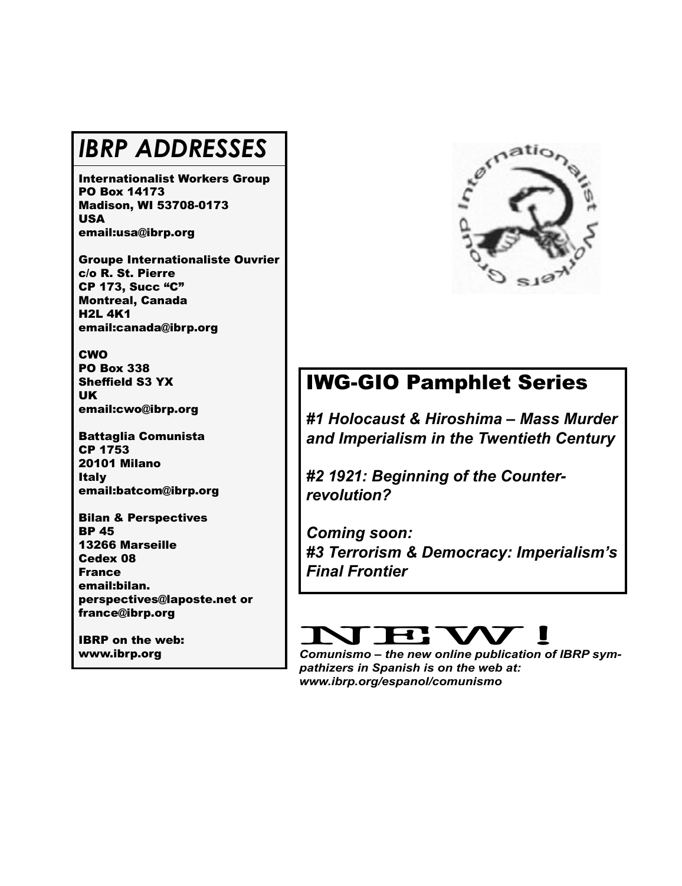## *IBRP ADDRESSES*

**Internationalist Workers Group**
**PO Box 14173**
**Madison, WI 53708-0173**
**USA**
**email:usa@ibrp.org**

**Groupe Internationaliste Ouvrier**
**c/o R. St. Pierre**
**CP 173, Succ "C"**
**Montreal, Canada**
**H2L 4K1**
**email:canada@ibrp.org**

**CWO**
**PO Box 338**
**Sheffield S3 YX**
**UK**
**email:cwo@ibrp.org**

**Battaglia Comunista**
**CP 1753**
**20101 Milano**
**Italy**
**email:batcom@ibrp.org**

**Bilan & Perspectives**
**BP 45**
**13266 Marseille**
**Cedex 08**
**France**
**email:bilan.**
**perspectives@laposte.net or**
**france@ibrp.org**

**IBRP on the web:**
**www.ibrp.org**

## IWG-GIO Pamphlet Series

***#1 Holocaust & Hiroshima – Mass Murder and Imperialism in the Twentieth Century***

***#2 1921: Beginning of the Counter-revolution?***

***Coming soon:***
***#3 Terrorism & Democracy: Imperialism's Final Frontier***

# NEW!

***Comunismo – the new online publication of IBRP sympathizers in Spanish is on the web at: www.ibrp.org/espanol/comunismo***